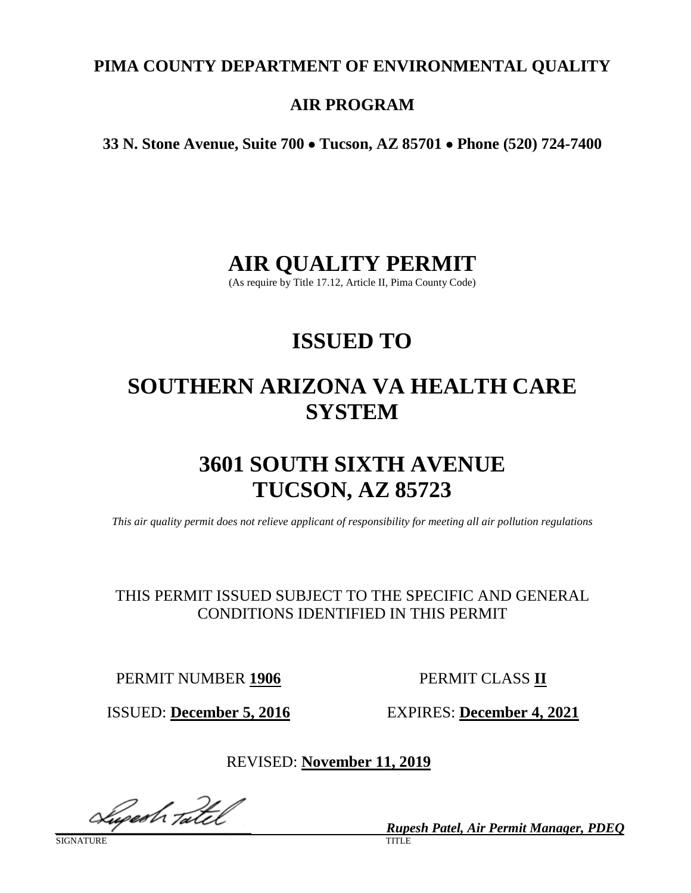**PIMA COUNTY DEPARTMENT OF ENVIRONMENTAL QUALITY**

**AIR PROGRAM**

**33 N. Stone Avenue, Suite 700 • Tucson, AZ 85701 • Phone (520) 724-7400**

# AIR QUALITY PERMIT

(As require by Title 17.12, Article II, Pima County Code)

# ISSUED TO

# SOUTHERN ARIZONA VA HEALTH CARE SYSTEM

# 3601 SOUTH SIXTH AVENUE TUCSON, AZ 85723

*This air quality permit does not relieve applicant of responsibility for meeting all air pollution regulations*

THIS PERMIT ISSUED SUBJECT TO THE SPECIFIC AND GENERAL CONDITIONS IDENTIFIED IN THIS PERMIT

PERMIT NUMBER **1906**

PERMIT CLASS **II**

ISSUED: **December 5, 2016**

EXPIRES: **December 4, 2021**

REVISED: **November 11, 2019**

SIGNATURE

***Rupesh Patel, Air Permit Manager, PDEQ***

TITLE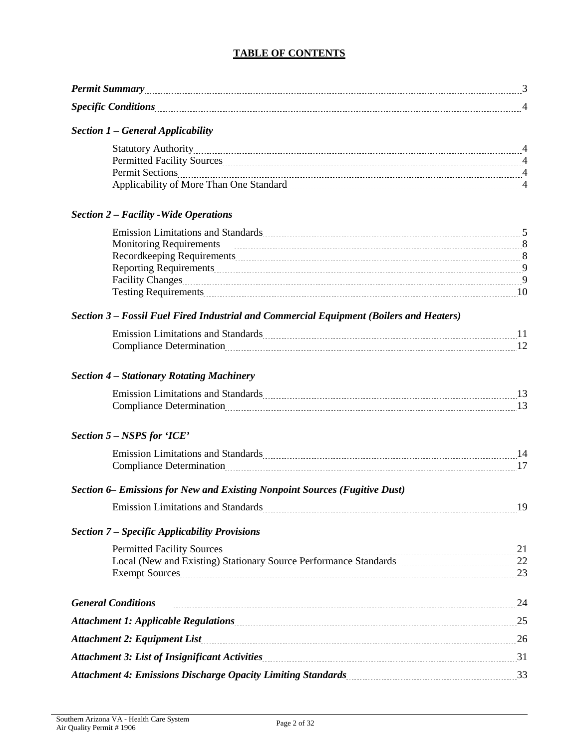# TABLE OF CONTENTS

***Permit Summary*** ..... 3

***Specific Conditions*** ..... 4

***Section 1 – General Applicability***

- Statutory Authority ..... 4
- Permitted Facility Sources ..... 4
- Permit Sections ..... 4
- Applicability of More Than One Standard ..... 4

***Section 2 – Facility -Wide Operations***

- Emission Limitations and Standards ..... 5
- Monitoring Requirements ..... 8
- Recordkeeping Requirements ..... 8
- Reporting Requirements ..... 9
- Facility Changes ..... 9
- Testing Requirements ..... 10

***Section 3 – Fossil Fuel Fired Industrial and Commercial Equipment (Boilers and Heaters)***

- Emission Limitations and Standards ..... 11
- Compliance Determination ..... 12

***Section 4 – Stationary Rotating Machinery***

- Emission Limitations and Standards ..... 13
- Compliance Determination ..... 13

***Section 5 – NSPS for 'ICE'***

- Emission Limitations and Standards ..... 14
- Compliance Determination ..... 17

***Section 6– Emissions for New and Existing Nonpoint Sources (Fugitive Dust)***

- Emission Limitations and Standards ..... 19

***Section 7 – Specific Applicability Provisions***

- Permitted Facility Sources ..... 21
- Local (New and Existing) Stationary Source Performance Standards ..... 22
- Exempt Sources ..... 23

***General Conditions*** ..... 24

***Attachment 1: Applicable Regulations*** ..... 25

***Attachment 2: Equipment List*** ..... 26

***Attachment 3: List of Insignificant Activities*** ..... 31

***Attachment 4: Emissions Discharge Opacity Limiting Standards*** ..... 33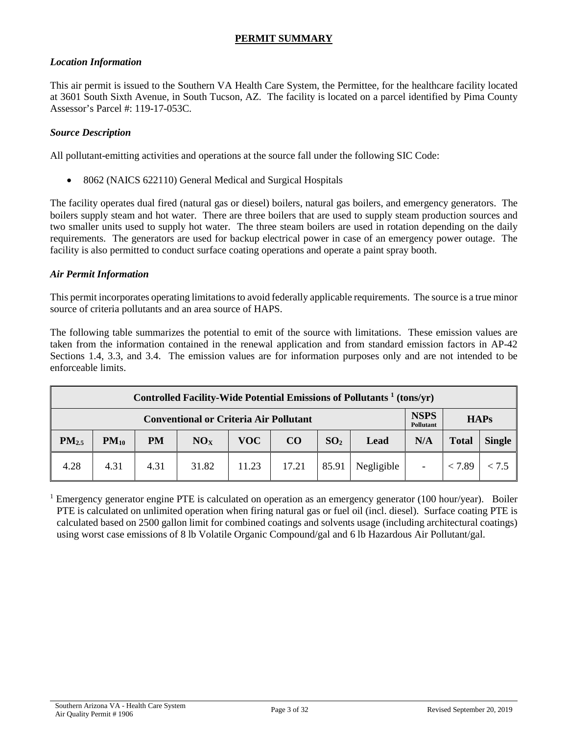## PERMIT SUMMARY

### *Location Information*

This air permit is issued to the Southern VA Health Care System, the Permittee, for the healthcare facility located at 3601 South Sixth Avenue, in South Tucson, AZ. The facility is located on a parcel identified by Pima County Assessor's Parcel #: 119-17-053C.

### *Source Description*

All pollutant-emitting activities and operations at the source fall under the following SIC Code:

- 8062 (NAICS 622110) General Medical and Surgical Hospitals

The facility operates dual fired (natural gas or diesel) boilers, natural gas boilers, and emergency generators. The boilers supply steam and hot water. There are three boilers that are used to supply steam production sources and two smaller units used to supply hot water. The three steam boilers are used in rotation depending on the daily requirements. The generators are used for backup electrical power in case of an emergency power outage. The facility is also permitted to conduct surface coating operations and operate a paint spray booth.

### *Air Permit Information*

This permit incorporates operating limitations to avoid federally applicable requirements. The source is a true minor source of criteria pollutants and an area source of HAPS.

The following table summarizes the potential to emit of the source with limitations. These emission values are taken from the information contained in the renewal application and from standard emission factors in AP-42 Sections 1.4, 3.3, and 3.4. The emission values are for information purposes only and are not intended to be enforceable limits.

| Controlled Facility-Wide Potential Emissions of Pollutants [1] (tons/yr) | | | | | | | | | | |
|---|---|---|---|---|---|---|---|---|---|---|
| Conventional or Criteria Air Pollutant | | | | | | | | NSPS Pollutant | HAPs | |
| $PM_{2.5}$ | $PM_{10}$ | PM | $NO_X$ | VOC | CO | $SO_2$ | Lead | N/A | Total | Single |
| 4.28 | 4.31 | 4.31 | 31.82 | 11.23 | 17.21 | 85.91 | Negligible | - | < 7.89 | < 7.5 |

[1] Emergency generator engine PTE is calculated on operation as an emergency generator (100 hour/year). Boiler PTE is calculated on unlimited operation when firing natural gas or fuel oil (incl. diesel). Surface coating PTE is calculated based on 2500 gallon limit for combined coatings and solvents usage (including architectural coatings) using worst case emissions of 8 lb Volatile Organic Compound/gal and 6 lb Hazardous Air Pollutant/gal.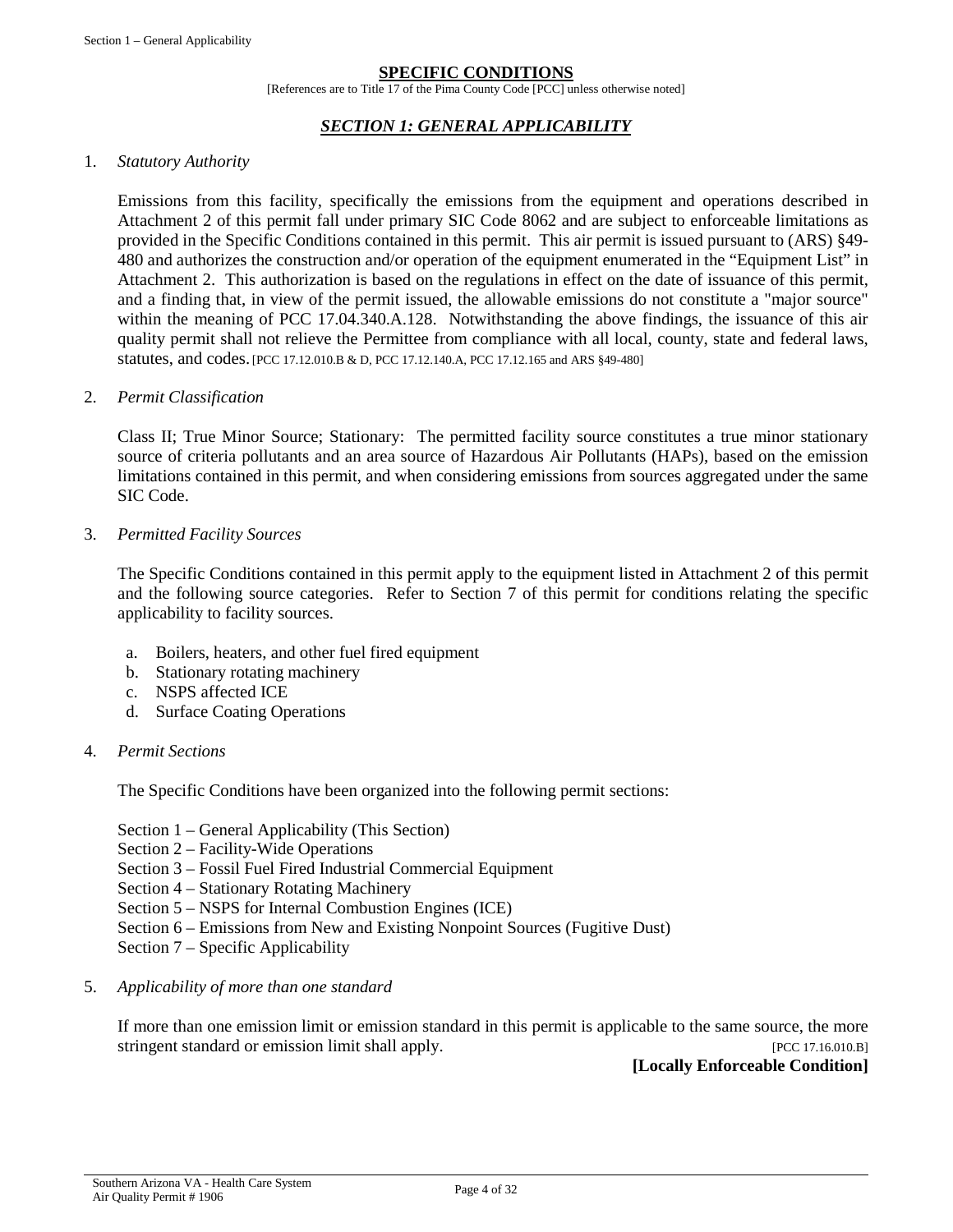## SPECIFIC CONDITIONS

[References are to Title 17 of the Pima County Code [PCC] unless otherwise noted]

### *SECTION 1: GENERAL APPLICABILITY*

1. *Statutory Authority*

   Emissions from this facility, specifically the emissions from the equipment and operations described in Attachment 2 of this permit fall under primary SIC Code 8062 and are subject to enforceable limitations as provided in the Specific Conditions contained in this permit. This air permit is issued pursuant to (ARS) §49-480 and authorizes the construction and/or operation of the equipment enumerated in the "Equipment List" in Attachment 2. This authorization is based on the regulations in effect on the date of issuance of this permit, and a finding that, in view of the permit issued, the allowable emissions do not constitute a "major source" within the meaning of PCC 17.04.340.A.128. Notwithstanding the above findings, the issuance of this air quality permit shall not relieve the Permittee from compliance with all local, county, state and federal laws, statutes, and codes. [PCC 17.12.010.B & D, PCC 17.12.140.A, PCC 17.12.165 and ARS §49-480]

2. *Permit Classification*

   Class II; True Minor Source; Stationary: The permitted facility source constitutes a true minor stationary source of criteria pollutants and an area source of Hazardous Air Pollutants (HAPs), based on the emission limitations contained in this permit, and when considering emissions from sources aggregated under the same SIC Code.

3. *Permitted Facility Sources*

   The Specific Conditions contained in this permit apply to the equipment listed in Attachment 2 of this permit and the following source categories. Refer to Section 7 of this permit for conditions relating the specific applicability to facility sources.

   a. Boilers, heaters, and other fuel fired equipment
   b. Stationary rotating machinery
   c. NSPS affected ICE
   d. Surface Coating Operations

4. *Permit Sections*

   The Specific Conditions have been organized into the following permit sections:

   Section 1 – General Applicability (This Section)
   Section 2 – Facility-Wide Operations
   Section 3 – Fossil Fuel Fired Industrial Commercial Equipment
   Section 4 – Stationary Rotating Machinery
   Section 5 – NSPS for Internal Combustion Engines (ICE)
   Section 6 – Emissions from New and Existing Nonpoint Sources (Fugitive Dust)
   Section 7 – Specific Applicability

5. *Applicability of more than one standard*

   If more than one emission limit or emission standard in this permit is applicable to the same source, the more stringent standard or emission limit shall apply. [PCC 17.16.010.B]

   **[Locally Enforceable Condition]**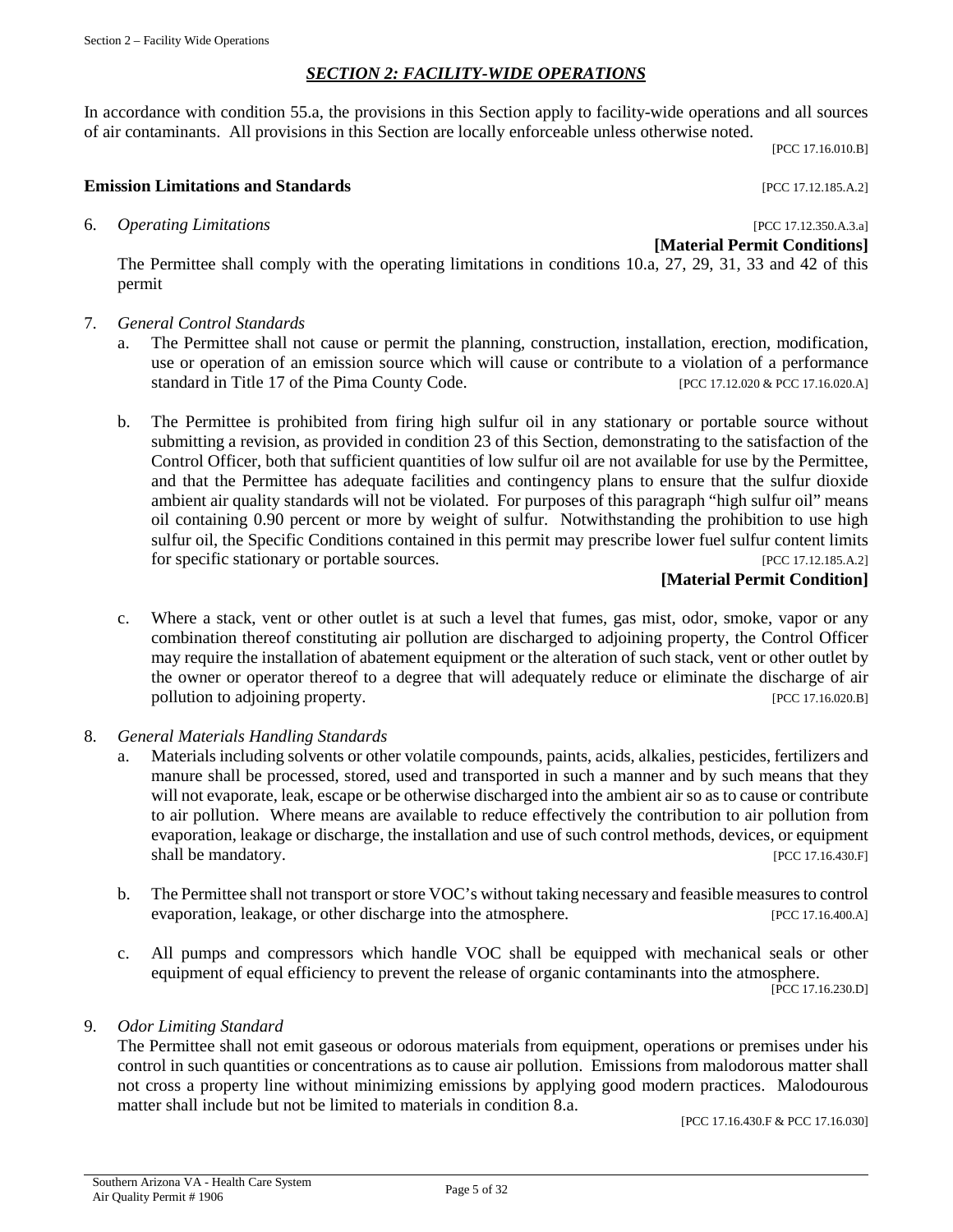## *SECTION 2: FACILITY-WIDE OPERATIONS*

In accordance with condition 55.a, the provisions in this Section apply to facility-wide operations and all sources of air contaminants. All provisions in this Section are locally enforceable unless otherwise noted.

[PCC 17.16.010.B]

**Emission Limitations and Standards** [PCC 17.12.185.A.2]

6. *Operating Limitations* [PCC 17.12.350.A.3.a]

   **[Material Permit Conditions]**

   The Permittee shall comply with the operating limitations in conditions 10.a, 27, 29, 31, 33 and 42 of this permit

7. *General Control Standards*
   a. The Permittee shall not cause or permit the planning, construction, installation, erection, modification, use or operation of an emission source which will cause or contribute to a violation of a performance standard in Title 17 of the Pima County Code. [PCC 17.12.020 & PCC 17.16.020.A]

   b. The Permittee is prohibited from firing high sulfur oil in any stationary or portable source without submitting a revision, as provided in condition 23 of this Section, demonstrating to the satisfaction of the Control Officer, both that sufficient quantities of low sulfur oil are not available for use by the Permittee, and that the Permittee has adequate facilities and contingency plans to ensure that the sulfur dioxide ambient air quality standards will not be violated. For purposes of this paragraph "high sulfur oil" means oil containing 0.90 percent or more by weight of sulfur. Notwithstanding the prohibition to use high sulfur oil, the Specific Conditions contained in this permit may prescribe lower fuel sulfur content limits for specific stationary or portable sources. [PCC 17.12.185.A.2]

      **[Material Permit Condition]**

   c. Where a stack, vent or other outlet is at such a level that fumes, gas mist, odor, smoke, vapor or any combination thereof constituting air pollution are discharged to adjoining property, the Control Officer may require the installation of abatement equipment or the alteration of such stack, vent or other outlet by the owner or operator thereof to a degree that will adequately reduce or eliminate the discharge of air pollution to adjoining property. [PCC 17.16.020.B]

8. *General Materials Handling Standards*
   a. Materials including solvents or other volatile compounds, paints, acids, alkalies, pesticides, fertilizers and manure shall be processed, stored, used and transported in such a manner and by such means that they will not evaporate, leak, escape or be otherwise discharged into the ambient air so as to cause or contribute to air pollution. Where means are available to reduce effectively the contribution to air pollution from evaporation, leakage or discharge, the installation and use of such control methods, devices, or equipment shall be mandatory. [PCC 17.16.430.F]

   b. The Permittee shall not transport or store VOC's without taking necessary and feasible measures to control evaporation, leakage, or other discharge into the atmosphere. [PCC 17.16.400.A]

   c. All pumps and compressors which handle VOC shall be equipped with mechanical seals or other equipment of equal efficiency to prevent the release of organic contaminants into the atmosphere. [PCC 17.16.230.D]

9. *Odor Limiting Standard*

   The Permittee shall not emit gaseous or odorous materials from equipment, operations or premises under his control in such quantities or concentrations as to cause air pollution. Emissions from malodorous matter shall not cross a property line without minimizing emissions by applying good modern practices. Malodourous matter shall include but not be limited to materials in condition 8.a.

   [PCC 17.16.430.F & PCC 17.16.030]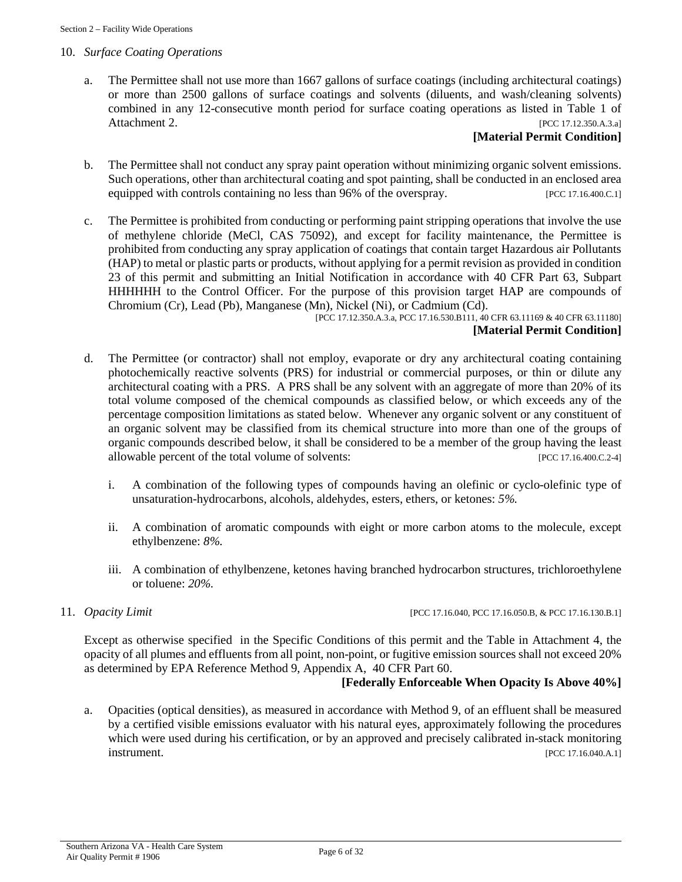10. *Surface Coating Operations*

    a. The Permittee shall not use more than 1667 gallons of surface coatings (including architectural coatings) or more than 2500 gallons of surface coatings and solvents (diluents, and wash/cleaning solvents) combined in any 12-consecutive month period for surface coating operations as listed in Table 1 of Attachment 2. [PCC 17.12.350.A.3.a]

    **[Material Permit Condition]**

    b. The Permittee shall not conduct any spray paint operation without minimizing organic solvent emissions. Such operations, other than architectural coating and spot painting, shall be conducted in an enclosed area equipped with controls containing no less than 96% of the overspray. [PCC 17.16.400.C.1]

    c. The Permittee is prohibited from conducting or performing paint stripping operations that involve the use of methylene chloride (MeCl, CAS 75092), and except for facility maintenance, the Permittee is prohibited from conducting any spray application of coatings that contain target Hazardous air Pollutants (HAP) to metal or plastic parts or products, without applying for a permit revision as provided in condition 23 of this permit and submitting an Initial Notification in accordance with 40 CFR Part 63, Subpart HHHHHH to the Control Officer. For the purpose of this provision target HAP are compounds of Chromium (Cr), Lead (Pb), Manganese (Mn), Nickel (Ni), or Cadmium (Cd).

    [PCC 17.12.350.A.3.a, PCC 17.16.530.B111, 40 CFR 63.11169 & 40 CFR 63.11180]

    **[Material Permit Condition]**

    d. The Permittee (or contractor) shall not employ, evaporate or dry any architectural coating containing photochemically reactive solvents (PRS) for industrial or commercial purposes, or thin or dilute any architectural coating with a PRS. A PRS shall be any solvent with an aggregate of more than 20% of its total volume composed of the chemical compounds as classified below, or which exceeds any of the percentage composition limitations as stated below. Whenever any organic solvent or any constituent of an organic solvent may be classified from its chemical structure into more than one of the groups of organic compounds described below, it shall be considered to be a member of the group having the least allowable percent of the total volume of solvents: [PCC 17.16.400.C.2-4]

       i. A combination of the following types of compounds having an olefinic or cyclo-olefinic type of unsaturation-hydrocarbons, alcohols, aldehydes, esters, ethers, or ketones: *5%.*

       ii. A combination of aromatic compounds with eight or more carbon atoms to the molecule, except ethylbenzene: *8%.*

       iii. A combination of ethylbenzene, ketones having branched hydrocarbon structures, trichloroethylene or toluene: *20%.*

11. *Opacity Limit* [PCC 17.16.040, PCC 17.16.050.B, & PCC 17.16.130.B.1]

    Except as otherwise specified in the Specific Conditions of this permit and the Table in Attachment 4, the opacity of all plumes and effluents from all point, non-point, or fugitive emission sources shall not exceed 20% as determined by EPA Reference Method 9, Appendix A, 40 CFR Part 60.

    **[Federally Enforceable When Opacity Is Above 40%]**

    a. Opacities (optical densities), as measured in accordance with Method 9, of an effluent shall be measured by a certified visible emissions evaluator with his natural eyes, approximately following the procedures which were used during his certification, or by an approved and precisely calibrated in-stack monitoring instrument. [PCC 17.16.040.A.1]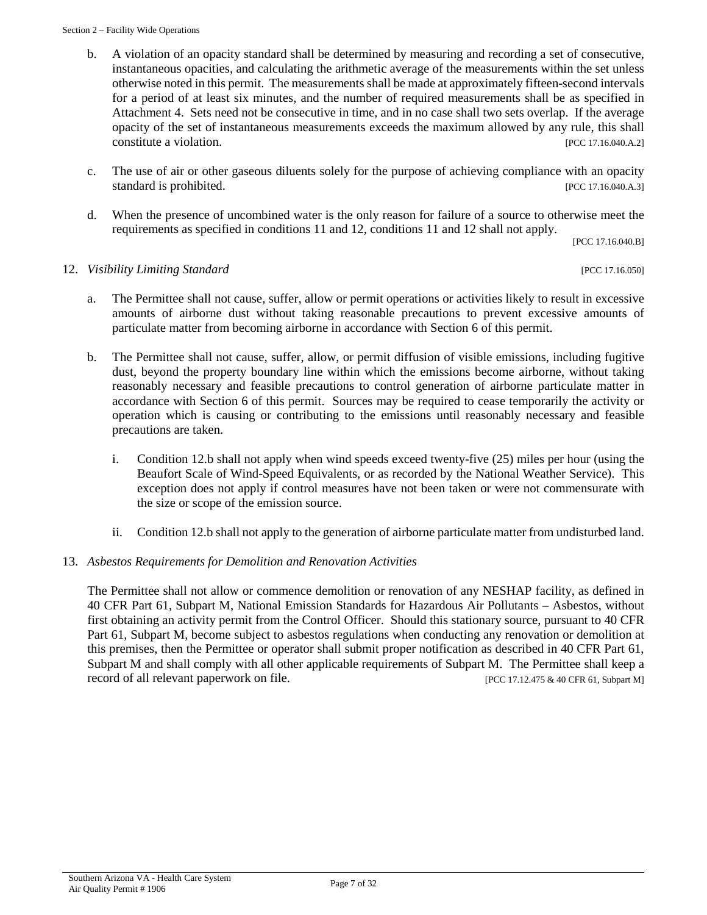b. A violation of an opacity standard shall be determined by measuring and recording a set of consecutive, instantaneous opacities, and calculating the arithmetic average of the measurements within the set unless otherwise noted in this permit. The measurements shall be made at approximately fifteen-second intervals for a period of at least six minutes, and the number of required measurements shall be as specified in Attachment 4. Sets need not be consecutive in time, and in no case shall two sets overlap. If the average opacity of the set of instantaneous measurements exceeds the maximum allowed by any rule, this shall constitute a violation. [PCC 17.16.040.A.2]

c. The use of air or other gaseous diluents solely for the purpose of achieving compliance with an opacity standard is prohibited. [PCC 17.16.040.A.3]

d. When the presence of uncombined water is the only reason for failure of a source to otherwise meet the requirements as specified in conditions 11 and 12, conditions 11 and 12 shall not apply. [PCC 17.16.040.B]

12. *Visibility Limiting Standard* [PCC 17.16.050]

    a. The Permittee shall not cause, suffer, allow or permit operations or activities likely to result in excessive amounts of airborne dust without taking reasonable precautions to prevent excessive amounts of particulate matter from becoming airborne in accordance with Section 6 of this permit.

    b. The Permittee shall not cause, suffer, allow, or permit diffusion of visible emissions, including fugitive dust, beyond the property boundary line within which the emissions become airborne, without taking reasonably necessary and feasible precautions to control generation of airborne particulate matter in accordance with Section 6 of this permit. Sources may be required to cease temporarily the activity or operation which is causing or contributing to the emissions until reasonably necessary and feasible precautions are taken.

       i. Condition 12.b shall not apply when wind speeds exceed twenty-five (25) miles per hour (using the Beaufort Scale of Wind-Speed Equivalents, or as recorded by the National Weather Service). This exception does not apply if control measures have not been taken or were not commensurate with the size or scope of the emission source.

       ii. Condition 12.b shall not apply to the generation of airborne particulate matter from undisturbed land.

13. *Asbestos Requirements for Demolition and Renovation Activities*

    The Permittee shall not allow or commence demolition or renovation of any NESHAP facility, as defined in 40 CFR Part 61, Subpart M, National Emission Standards for Hazardous Air Pollutants – Asbestos, without first obtaining an activity permit from the Control Officer. Should this stationary source, pursuant to 40 CFR Part 61, Subpart M, become subject to asbestos regulations when conducting any renovation or demolition at this premises, then the Permittee or operator shall submit proper notification as described in 40 CFR Part 61, Subpart M and shall comply with all other applicable requirements of Subpart M. The Permittee shall keep a record of all relevant paperwork on file. [PCC 17.12.475 & 40 CFR 61, Subpart M]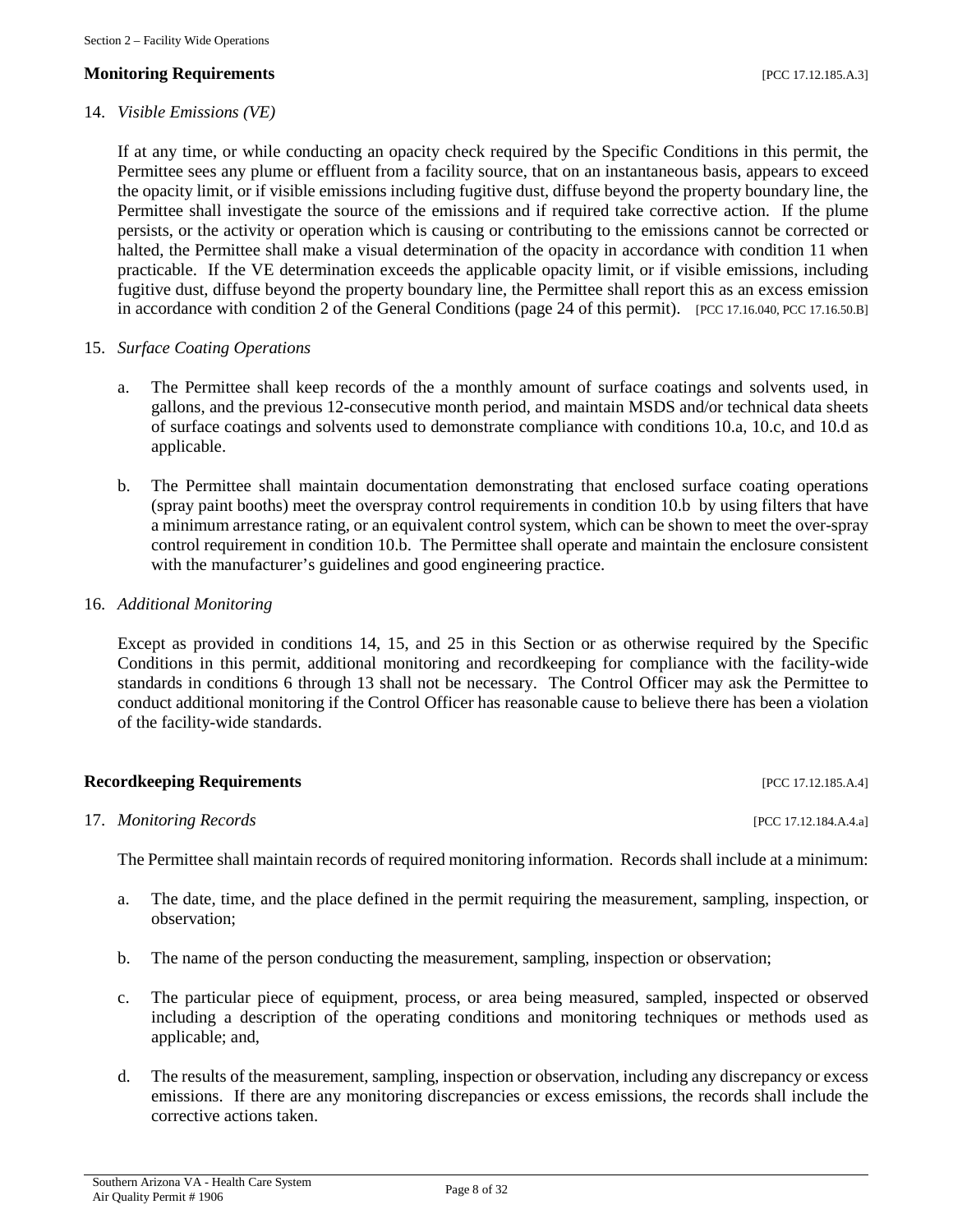**Monitoring Requirements** [PCC 17.12.185.A.3]

14. *Visible Emissions (VE)*

    If at any time, or while conducting an opacity check required by the Specific Conditions in this permit, the Permittee sees any plume or effluent from a facility source, that on an instantaneous basis, appears to exceed the opacity limit, or if visible emissions including fugitive dust, diffuse beyond the property boundary line, the Permittee shall investigate the source of the emissions and if required take corrective action. If the plume persists, or the activity or operation which is causing or contributing to the emissions cannot be corrected or halted, the Permittee shall make a visual determination of the opacity in accordance with condition 11 when practicable. If the VE determination exceeds the applicable opacity limit, or if visible emissions, including fugitive dust, diffuse beyond the property boundary line, the Permittee shall report this as an excess emission in accordance with condition 2 of the General Conditions (page 24 of this permit). [PCC 17.16.040, PCC 17.16.50.B]

15. *Surface Coating Operations*

    a. The Permittee shall keep records of the a monthly amount of surface coatings and solvents used, in gallons, and the previous 12-consecutive month period, and maintain MSDS and/or technical data sheets of surface coatings and solvents used to demonstrate compliance with conditions 10.a, 10.c, and 10.d as applicable.

    b. The Permittee shall maintain documentation demonstrating that enclosed surface coating operations (spray paint booths) meet the overspray control requirements in condition 10.b by using filters that have a minimum arrestance rating, or an equivalent control system, which can be shown to meet the over-spray control requirement in condition 10.b. The Permittee shall operate and maintain the enclosure consistent with the manufacturer's guidelines and good engineering practice.

16. *Additional Monitoring*

    Except as provided in conditions 14, 15, and 25 in this Section or as otherwise required by the Specific Conditions in this permit, additional monitoring and recordkeeping for compliance with the facility-wide standards in conditions 6 through 13 shall not be necessary. The Control Officer may ask the Permittee to conduct additional monitoring if the Control Officer has reasonable cause to believe there has been a violation of the facility-wide standards.

**Recordkeeping Requirements** [PCC 17.12.185.A.4]

17. *Monitoring Records* [PCC 17.12.184.A.4.a]

    The Permittee shall maintain records of required monitoring information. Records shall include at a minimum:

    a. The date, time, and the place defined in the permit requiring the measurement, sampling, inspection, or observation;

    b. The name of the person conducting the measurement, sampling, inspection or observation;

    c. The particular piece of equipment, process, or area being measured, sampled, inspected or observed including a description of the operating conditions and monitoring techniques or methods used as applicable; and,

    d. The results of the measurement, sampling, inspection or observation, including any discrepancy or excess emissions. If there are any monitoring discrepancies or excess emissions, the records shall include the corrective actions taken.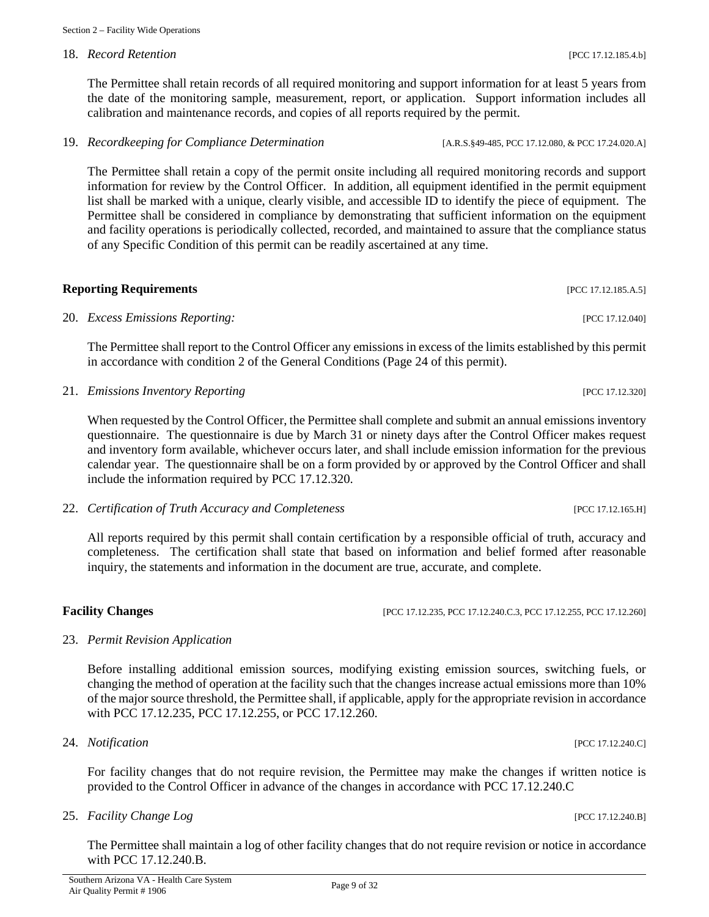18. *Record Retention* [PCC 17.12.185.4.b]

    The Permittee shall retain records of all required monitoring and support information for at least 5 years from the date of the monitoring sample, measurement, report, or application. Support information includes all calibration and maintenance records, and copies of all reports required by the permit.

19. *Recordkeeping for Compliance Determination* [A.R.S.§49-485, PCC 17.12.080, & PCC 17.24.020.A]

    The Permittee shall retain a copy of the permit onsite including all required monitoring records and support information for review by the Control Officer. In addition, all equipment identified in the permit equipment list shall be marked with a unique, clearly visible, and accessible ID to identify the piece of equipment. The Permittee shall be considered in compliance by demonstrating that sufficient information on the equipment and facility operations is periodically collected, recorded, and maintained to assure that the compliance status of any Specific Condition of this permit can be readily ascertained at any time.

**Reporting Requirements** [PCC 17.12.185.A.5]

20. *Excess Emissions Reporting:* [PCC 17.12.040]

    The Permittee shall report to the Control Officer any emissions in excess of the limits established by this permit in accordance with condition 2 of the General Conditions (Page 24 of this permit).

21. *Emissions Inventory Reporting* [PCC 17.12.320]

    When requested by the Control Officer, the Permittee shall complete and submit an annual emissions inventory questionnaire. The questionnaire is due by March 31 or ninety days after the Control Officer makes request and inventory form available, whichever occurs later, and shall include emission information for the previous calendar year. The questionnaire shall be on a form provided by or approved by the Control Officer and shall include the information required by PCC 17.12.320.

22. *Certification of Truth Accuracy and Completeness* [PCC 17.12.165.H]

    All reports required by this permit shall contain certification by a responsible official of truth, accuracy and completeness. The certification shall state that based on information and belief formed after reasonable inquiry, the statements and information in the document are true, accurate, and complete.

**Facility Changes** [PCC 17.12.235, PCC 17.12.240.C.3, PCC 17.12.255, PCC 17.12.260]

23. *Permit Revision Application*

    Before installing additional emission sources, modifying existing emission sources, switching fuels, or changing the method of operation at the facility such that the changes increase actual emissions more than 10% of the major source threshold, the Permittee shall, if applicable, apply for the appropriate revision in accordance with PCC 17.12.235, PCC 17.12.255, or PCC 17.12.260.

24. *Notification* [PCC 17.12.240.C]

    For facility changes that do not require revision, the Permittee may make the changes if written notice is provided to the Control Officer in advance of the changes in accordance with PCC 17.12.240.C

25. *Facility Change Log* [PCC 17.12.240.B]

    The Permittee shall maintain a log of other facility changes that do not require revision or notice in accordance with PCC 17.12.240.B.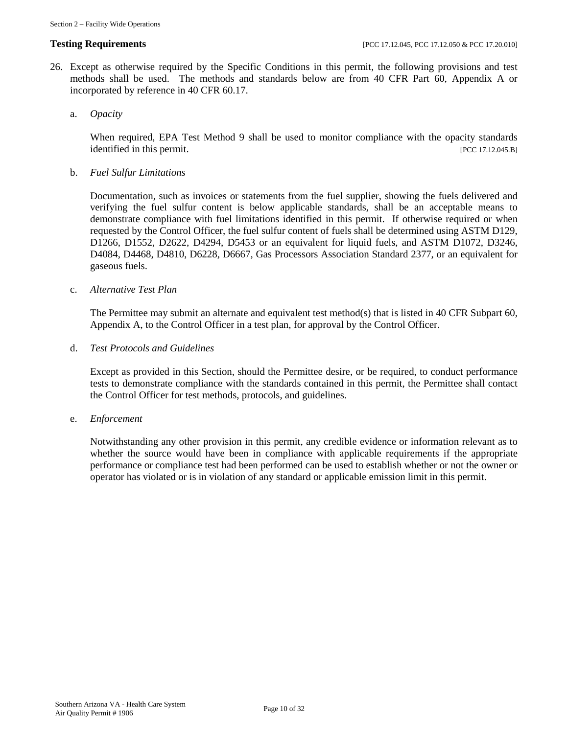**Testing Requirements** [PCC 17.12.045, PCC 17.12.050 & PCC 17.20.010]

26. Except as otherwise required by the Specific Conditions in this permit, the following provisions and test methods shall be used. The methods and standards below are from 40 CFR Part 60, Appendix A or incorporated by reference in 40 CFR 60.17.

    a. *Opacity*

       When required, EPA Test Method 9 shall be used to monitor compliance with the opacity standards identified in this permit. [PCC 17.12.045.B]

    b. *Fuel Sulfur Limitations*

       Documentation, such as invoices or statements from the fuel supplier, showing the fuels delivered and verifying the fuel sulfur content is below applicable standards, shall be an acceptable means to demonstrate compliance with fuel limitations identified in this permit. If otherwise required or when requested by the Control Officer, the fuel sulfur content of fuels shall be determined using ASTM D129, D1266, D1552, D2622, D4294, D5453 or an equivalent for liquid fuels, and ASTM D1072, D3246, D4084, D4468, D4810, D6228, D6667, Gas Processors Association Standard 2377, or an equivalent for gaseous fuels.

    c. *Alternative Test Plan*

       The Permittee may submit an alternate and equivalent test method(s) that is listed in 40 CFR Subpart 60, Appendix A, to the Control Officer in a test plan, for approval by the Control Officer.

    d. *Test Protocols and Guidelines*

       Except as provided in this Section, should the Permittee desire, or be required, to conduct performance tests to demonstrate compliance with the standards contained in this permit, the Permittee shall contact the Control Officer for test methods, protocols, and guidelines.

    e. *Enforcement*

       Notwithstanding any other provision in this permit, any credible evidence or information relevant as to whether the source would have been in compliance with applicable requirements if the appropriate performance or compliance test had been performed can be used to establish whether or not the owner or operator has violated or is in violation of any standard or applicable emission limit in this permit.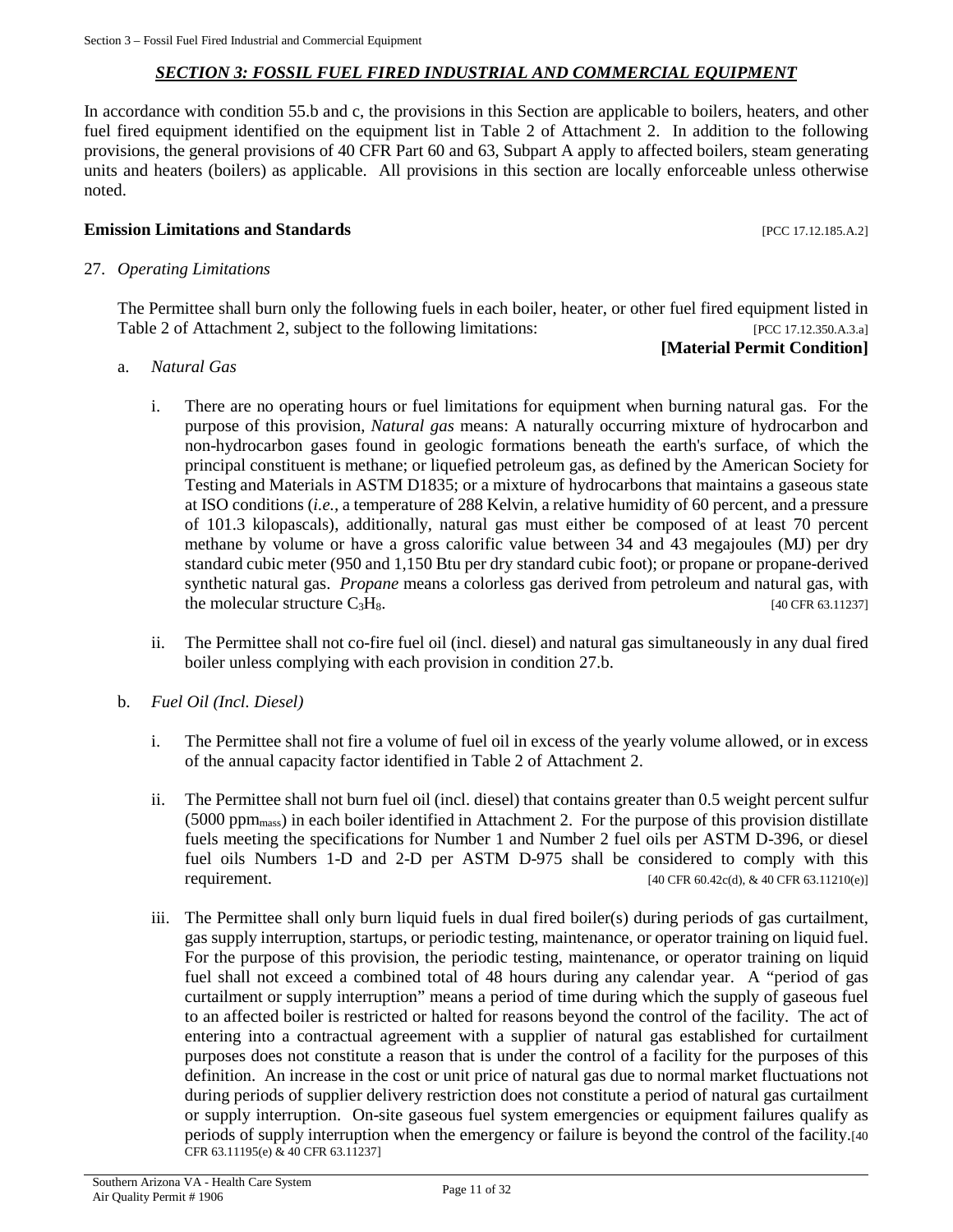## *SECTION 3: FOSSIL FUEL FIRED INDUSTRIAL AND COMMERCIAL EQUIPMENT*

In accordance with condition 55.b and c, the provisions in this Section are applicable to boilers, heaters, and other fuel fired equipment identified on the equipment list in Table 2 of Attachment 2. In addition to the following provisions, the general provisions of 40 CFR Part 60 and 63, Subpart A apply to affected boilers, steam generating units and heaters (boilers) as applicable. All provisions in this section are locally enforceable unless otherwise noted.

### Emission Limitations and Standards [PCC 17.12.185.A.2]

27. *Operating Limitations*

    The Permittee shall burn only the following fuels in each boiler, heater, or other fuel fired equipment listed in Table 2 of Attachment 2, subject to the following limitations: [PCC 17.12.350.A.3.a]

    **[Material Permit Condition]**

    a. *Natural Gas*

        i. There are no operating hours or fuel limitations for equipment when burning natural gas. For the purpose of this provision, *Natural gas* means: A naturally occurring mixture of hydrocarbon and non-hydrocarbon gases found in geologic formations beneath the earth's surface, of which the principal constituent is methane; or liquefied petroleum gas, as defined by the American Society for Testing and Materials in ASTM D1835; or a mixture of hydrocarbons that maintains a gaseous state at ISO conditions (*i.e.,* a temperature of 288 Kelvin, a relative humidity of 60 percent, and a pressure of 101.3 kilopascals), additionally, natural gas must either be composed of at least 70 percent methane by volume or have a gross calorific value between 34 and 43 megajoules (MJ) per dry standard cubic meter (950 and 1,150 Btu per dry standard cubic foot); or propane or propane-derived synthetic natural gas. *Propane* means a colorless gas derived from petroleum and natural gas, with the molecular structure $C_3H_8$. [40 CFR 63.11237]

        ii. The Permittee shall not co-fire fuel oil (incl. diesel) and natural gas simultaneously in any dual fired boiler unless complying with each provision in condition 27.b.

    b. *Fuel Oil (Incl. Diesel)*

        i. The Permittee shall not fire a volume of fuel oil in excess of the yearly volume allowed, or in excess of the annual capacity factor identified in Table 2 of Attachment 2.

        ii. The Permittee shall not burn fuel oil (incl. diesel) that contains greater than 0.5 weight percent sulfur (5000 $ppm_{mass}$) in each boiler identified in Attachment 2. For the purpose of this provision distillate fuels meeting the specifications for Number 1 and Number 2 fuel oils per ASTM D-396, or diesel fuel oils Numbers 1-D and 2-D per ASTM D-975 shall be considered to comply with this requirement. [40 CFR 60.42c(d), & 40 CFR 63.11210(e)]

        iii. The Permittee shall only burn liquid fuels in dual fired boiler(s) during periods of gas curtailment, gas supply interruption, startups, or periodic testing, maintenance, or operator training on liquid fuel. For the purpose of this provision, the periodic testing, maintenance, or operator training on liquid fuel shall not exceed a combined total of 48 hours during any calendar year. A "period of gas curtailment or supply interruption" means a period of time during which the supply of gaseous fuel to an affected boiler is restricted or halted for reasons beyond the control of the facility. The act of entering into a contractual agreement with a supplier of natural gas established for curtailment purposes does not constitute a reason that is under the control of a facility for the purposes of this definition. An increase in the cost or unit price of natural gas due to normal market fluctuations not during periods of supplier delivery restriction does not constitute a period of natural gas curtailment or supply interruption. On-site gaseous fuel system emergencies or equipment failures qualify as periods of supply interruption when the emergency or failure is beyond the control of the facility. [40 CFR 63.11195(e) & 40 CFR 63.11237]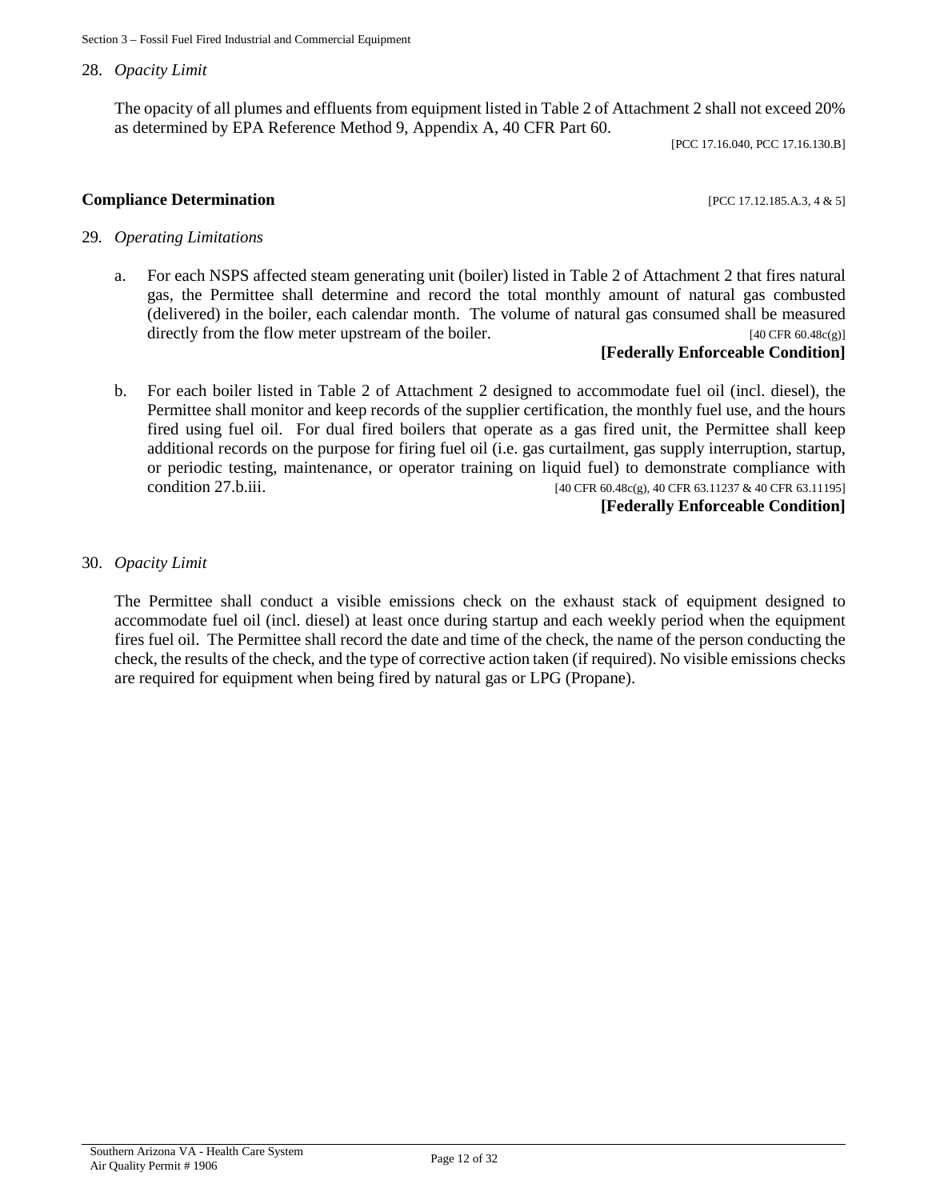28. *Opacity Limit*

The opacity of all plumes and effluents from equipment listed in Table 2 of Attachment 2 shall not exceed 20% as determined by EPA Reference Method 9, Appendix A, 40 CFR Part 60.

[PCC 17.16.040, PCC 17.16.130.B]

**Compliance Determination** [PCC 17.12.185.A.3, 4 & 5]

29. *Operating Limitations*

a. For each NSPS affected steam generating unit (boiler) listed in Table 2 of Attachment 2 that fires natural gas, the Permittee shall determine and record the total monthly amount of natural gas combusted (delivered) in the boiler, each calendar month. The volume of natural gas consumed shall be measured directly from the flow meter upstream of the boiler. [40 CFR 60.48c(g)]

**[Federally Enforceable Condition]**

b. For each boiler listed in Table 2 of Attachment 2 designed to accommodate fuel oil (incl. diesel), the Permittee shall monitor and keep records of the supplier certification, the monthly fuel use, and the hours fired using fuel oil. For dual fired boilers that operate as a gas fired unit, the Permittee shall keep additional records on the purpose for firing fuel oil (i.e. gas curtailment, gas supply interruption, startup, or periodic testing, maintenance, or operator training on liquid fuel) to demonstrate compliance with condition 27.b.iii. [40 CFR 60.48c(g), 40 CFR 63.11237 & 40 CFR 63.11195]

**[Federally Enforceable Condition]**

30. *Opacity Limit*

The Permittee shall conduct a visible emissions check on the exhaust stack of equipment designed to accommodate fuel oil (incl. diesel) at least once during startup and each weekly period when the equipment fires fuel oil. The Permittee shall record the date and time of the check, the name of the person conducting the check, the results of the check, and the type of corrective action taken (if required). No visible emissions checks are required for equipment when being fired by natural gas or LPG (Propane).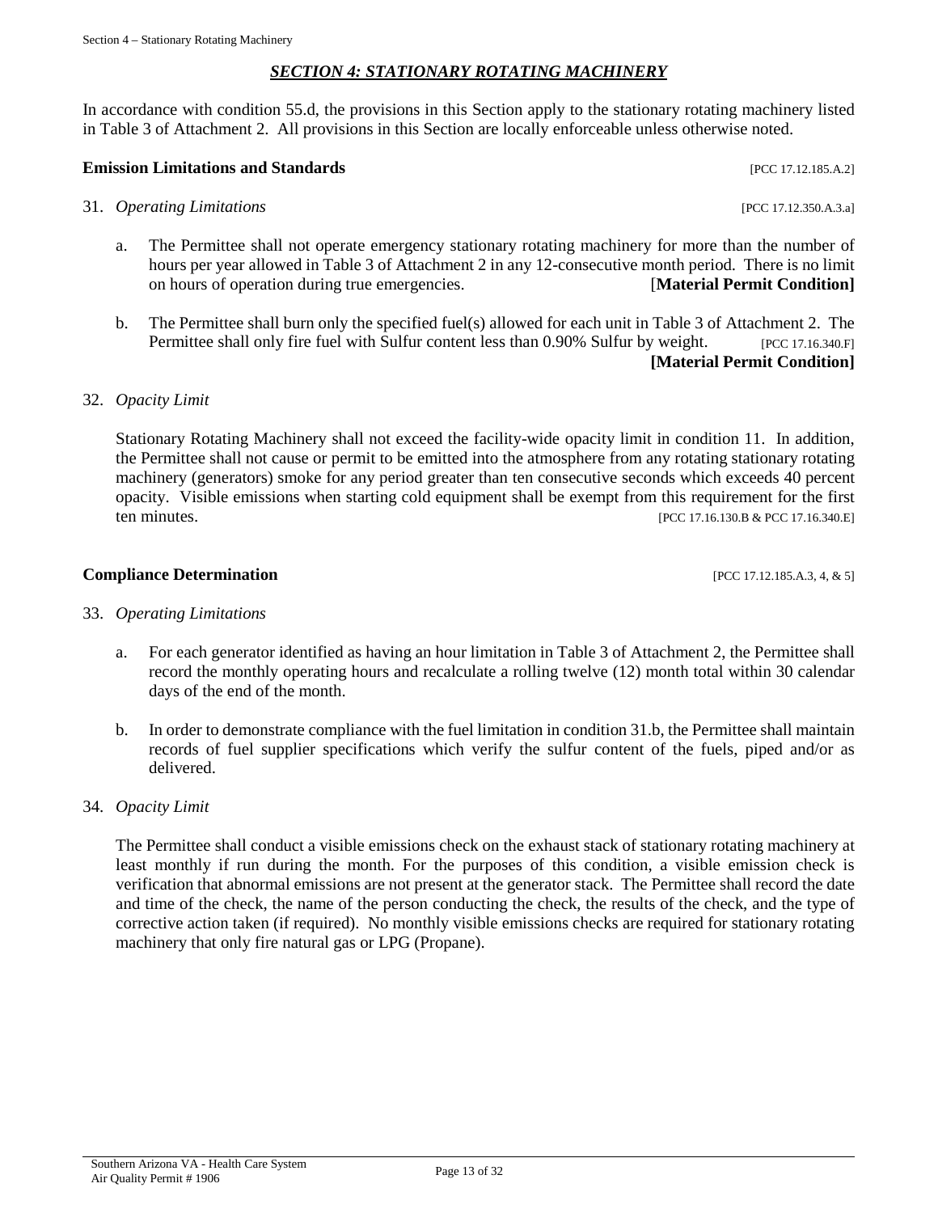## *SECTION 4: STATIONARY ROTATING MACHINERY*

In accordance with condition 55.d, the provisions in this Section apply to the stationary rotating machinery listed in Table 3 of Attachment 2. All provisions in this Section are locally enforceable unless otherwise noted.

### Emission Limitations and Standards [PCC 17.12.185.A.2]

31. *Operating Limitations* [PCC 17.12.350.A.3.a]

    a. The Permittee shall not operate emergency stationary rotating machinery for more than the number of hours per year allowed in Table 3 of Attachment 2 in any 12-consecutive month period. There is no limit on hours of operation during true emergencies. [**Material Permit Condition]**

    b. The Permittee shall burn only the specified fuel(s) allowed for each unit in Table 3 of Attachment 2. The Permittee shall only fire fuel with Sulfur content less than 0.90% Sulfur by weight. [PCC 17.16.340.F] **[Material Permit Condition]**

32. *Opacity Limit*

    Stationary Rotating Machinery shall not exceed the facility-wide opacity limit in condition 11. In addition, the Permittee shall not cause or permit to be emitted into the atmosphere from any rotating stationary rotating machinery (generators) smoke for any period greater than ten consecutive seconds which exceeds 40 percent opacity. Visible emissions when starting cold equipment shall be exempt from this requirement for the first ten minutes. [PCC 17.16.130.B & PCC 17.16.340.E]

### Compliance Determination [PCC 17.12.185.A.3, 4, & 5]

33. *Operating Limitations*

    a. For each generator identified as having an hour limitation in Table 3 of Attachment 2, the Permittee shall record the monthly operating hours and recalculate a rolling twelve (12) month total within 30 calendar days of the end of the month.

    b. In order to demonstrate compliance with the fuel limitation in condition 31.b, the Permittee shall maintain records of fuel supplier specifications which verify the sulfur content of the fuels, piped and/or as delivered.

34. *Opacity Limit*

    The Permittee shall conduct a visible emissions check on the exhaust stack of stationary rotating machinery at least monthly if run during the month. For the purposes of this condition, a visible emission check is verification that abnormal emissions are not present at the generator stack. The Permittee shall record the date and time of the check, the name of the person conducting the check, the results of the check, and the type of corrective action taken (if required). No monthly visible emissions checks are required for stationary rotating machinery that only fire natural gas or LPG (Propane).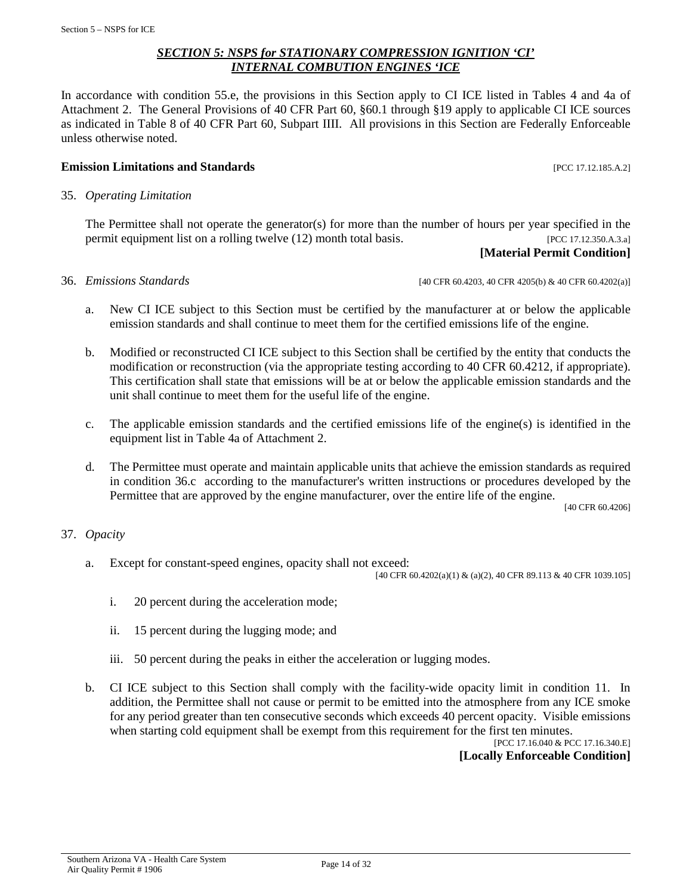## *SECTION 5: NSPS for STATIONARY COMPRESSION IGNITION 'CI' INTERNAL COMBUTION ENGINES 'ICE*

In accordance with condition 55.e, the provisions in this Section apply to CI ICE listed in Tables 4 and 4a of Attachment 2. The General Provisions of 40 CFR Part 60, §60.1 through §19 apply to applicable CI ICE sources as indicated in Table 8 of 40 CFR Part 60, Subpart IIII. All provisions in this Section are Federally Enforceable unless otherwise noted.

### Emission Limitations and Standards

[PCC 17.12.185.A.2]

35. *Operating Limitation*

    The Permittee shall not operate the generator(s) for more than the number of hours per year specified in the permit equipment list on a rolling twelve (12) month total basis. [PCC 17.12.350.A.3.a]

    **[Material Permit Condition]**

36. *Emissions Standards* [40 CFR 60.4203, 40 CFR 4205(b) & 40 CFR 60.4202(a)]

    a. New CI ICE subject to this Section must be certified by the manufacturer at or below the applicable emission standards and shall continue to meet them for the certified emissions life of the engine.

    b. Modified or reconstructed CI ICE subject to this Section shall be certified by the entity that conducts the modification or reconstruction (via the appropriate testing according to 40 CFR 60.4212, if appropriate). This certification shall state that emissions will be at or below the applicable emission standards and the unit shall continue to meet them for the useful life of the engine.

    c. The applicable emission standards and the certified emissions life of the engine(s) is identified in the equipment list in Table 4a of Attachment 2.

    d. The Permittee must operate and maintain applicable units that achieve the emission standards as required in condition 36.c according to the manufacturer's written instructions or procedures developed by the Permittee that are approved by the engine manufacturer, over the entire life of the engine.

       [40 CFR 60.4206]

37. *Opacity*

    a. Except for constant-speed engines, opacity shall not exceed:

       [40 CFR 60.4202(a)(1) & (a)(2), 40 CFR 89.113 & 40 CFR 1039.105]

       i. 20 percent during the acceleration mode;

       ii. 15 percent during the lugging mode; and

       iii. 50 percent during the peaks in either the acceleration or lugging modes.

    b. CI ICE subject to this Section shall comply with the facility-wide opacity limit in condition 11. In addition, the Permittee shall not cause or permit to be emitted into the atmosphere from any ICE smoke for any period greater than ten consecutive seconds which exceeds 40 percent opacity. Visible emissions when starting cold equipment shall be exempt from this requirement for the first ten minutes.

       [PCC 17.16.040 & PCC 17.16.340.E]

       **[Locally Enforceable Condition]**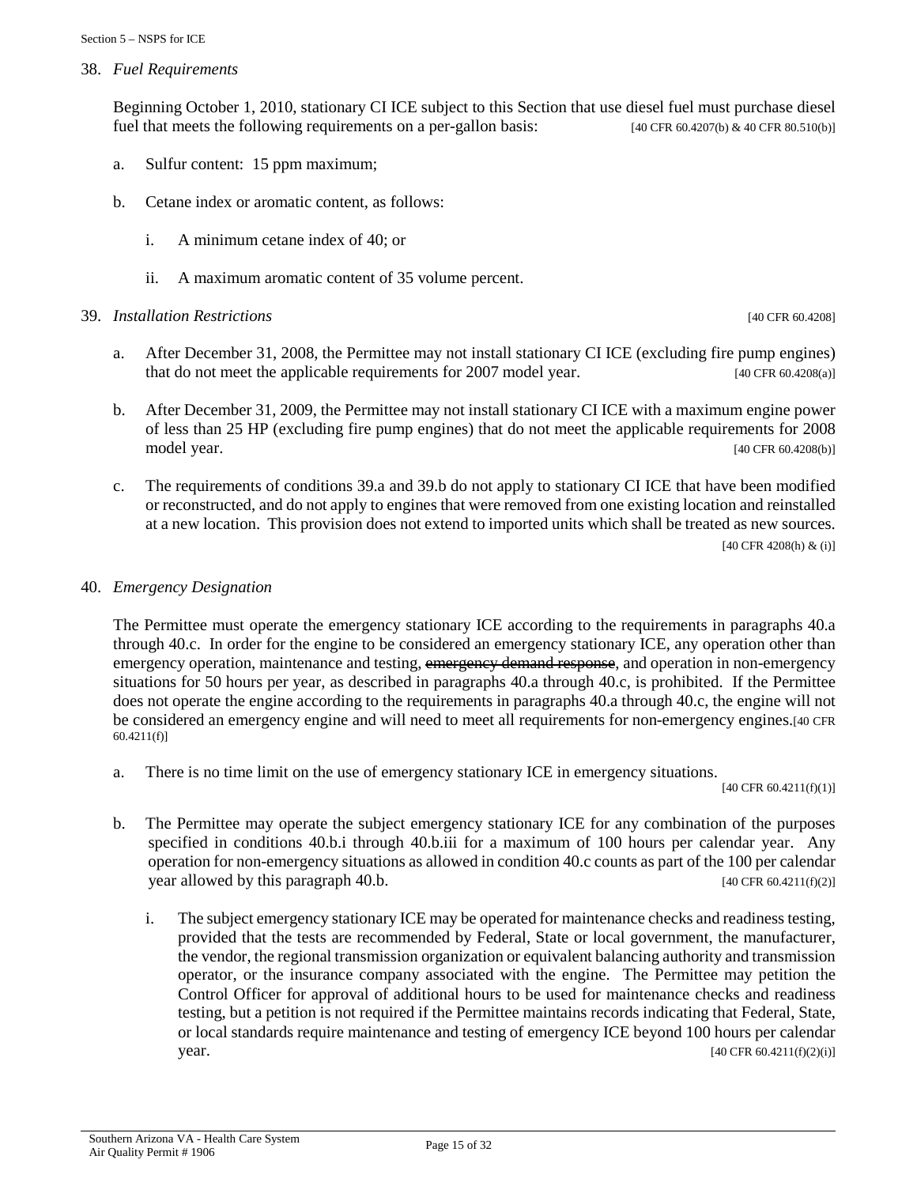38. *Fuel Requirements*

Beginning October 1, 2010, stationary CI ICE subject to this Section that use diesel fuel must purchase diesel fuel that meets the following requirements on a per-gallon basis: [40 CFR 60.4207(b) & 40 CFR 80.510(b)]

a. Sulfur content: 15 ppm maximum;

b. Cetane index or aromatic content, as follows:

   i. A minimum cetane index of 40; or

   ii. A maximum aromatic content of 35 volume percent.

39. *Installation Restrictions* [40 CFR 60.4208]

a. After December 31, 2008, the Permittee may not install stationary CI ICE (excluding fire pump engines) that do not meet the applicable requirements for 2007 model year. [40 CFR 60.4208(a)]

b. After December 31, 2009, the Permittee may not install stationary CI ICE with a maximum engine power of less than 25 HP (excluding fire pump engines) that do not meet the applicable requirements for 2008 model year. [40 CFR 60.4208(b)]

c. The requirements of conditions 39.a and 39.b do not apply to stationary CI ICE that have been modified or reconstructed, and do not apply to engines that were removed from one existing location and reinstalled at a new location. This provision does not extend to imported units which shall be treated as new sources. [40 CFR 4208(h) & (i)]

40. *Emergency Designation*

The Permittee must operate the emergency stationary ICE according to the requirements in paragraphs 40.a through 40.c. In order for the engine to be considered an emergency stationary ICE, any operation other than emergency operation, maintenance and testing, ~~emergency demand response~~, and operation in non-emergency situations for 50 hours per year, as described in paragraphs 40.a through 40.c, is prohibited. If the Permittee does not operate the engine according to the requirements in paragraphs 40.a through 40.c, the engine will not be considered an emergency engine and will need to meet all requirements for non-emergency engines.[40 CFR 60.4211(f)]

a. There is no time limit on the use of emergency stationary ICE in emergency situations. [40 CFR 60.4211(f)(1)]

b. The Permittee may operate the subject emergency stationary ICE for any combination of the purposes specified in conditions 40.b.i through 40.b.iii for a maximum of 100 hours per calendar year. Any operation for non-emergency situations as allowed in condition 40.c counts as part of the 100 per calendar year allowed by this paragraph 40.b. [40 CFR 60.4211(f)(2)]

   i. The subject emergency stationary ICE may be operated for maintenance checks and readiness testing, provided that the tests are recommended by Federal, State or local government, the manufacturer, the vendor, the regional transmission organization or equivalent balancing authority and transmission operator, or the insurance company associated with the engine. The Permittee may petition the Control Officer for approval of additional hours to be used for maintenance checks and readiness testing, but a petition is not required if the Permittee maintains records indicating that Federal, State, or local standards require maintenance and testing of emergency ICE beyond 100 hours per calendar year. [40 CFR 60.4211(f)(2)(i)]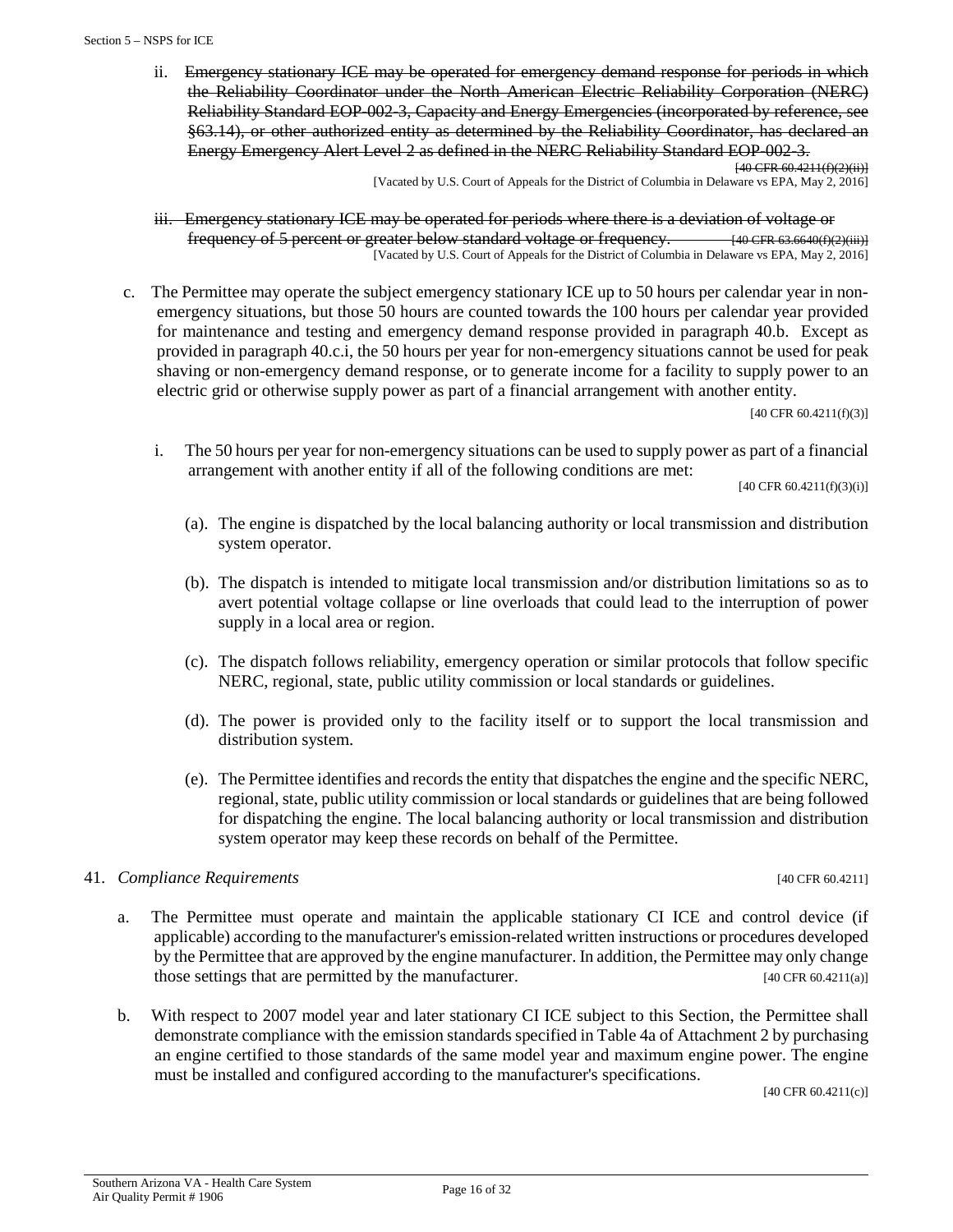ii. ~~Emergency stationary ICE may be operated for emergency demand response for periods in which the Reliability Coordinator under the North American Electric Reliability Corporation (NERC) Reliability Standard EOP-002-3, Capacity and Energy Emergencies (incorporated by reference, see §63.14), or other authorized entity as determined by the Reliability Coordinator, has declared an Energy Emergency Alert Level 2 as defined in the NERC Reliability Standard EOP-002-3.~~

~~[40 CFR 60.4211(f)(2)(ii)]~~
[Vacated by U.S. Court of Appeals for the District of Columbia in Delaware vs EPA, May 2, 2016]

iii. ~~Emergency stationary ICE may be operated for periods where there is a deviation of voltage or frequency of 5 percent or greater below standard voltage or frequency.~~ ~~[40 CFR 63.6640(f)(2)(iii)]~~
[Vacated by U.S. Court of Appeals for the District of Columbia in Delaware vs EPA, May 2, 2016]

c. The Permittee may operate the subject emergency stationary ICE up to 50 hours per calendar year in non-emergency situations, but those 50 hours are counted towards the 100 hours per calendar year provided for maintenance and testing and emergency demand response provided in paragraph 40.b. Except as provided in paragraph 40.c.i, the 50 hours per year for non-emergency situations cannot be used for peak shaving or non-emergency demand response, or to generate income for a facility to supply power to an electric grid or otherwise supply power as part of a financial arrangement with another entity.

[40 CFR 60.4211(f)(3)]

i. The 50 hours per year for non-emergency situations can be used to supply power as part of a financial arrangement with another entity if all of the following conditions are met:

[40 CFR 60.4211(f)(3)(i)]

(a). The engine is dispatched by the local balancing authority or local transmission and distribution system operator.

(b). The dispatch is intended to mitigate local transmission and/or distribution limitations so as to avert potential voltage collapse or line overloads that could lead to the interruption of power supply in a local area or region.

(c). The dispatch follows reliability, emergency operation or similar protocols that follow specific NERC, regional, state, public utility commission or local standards or guidelines.

(d). The power is provided only to the facility itself or to support the local transmission and distribution system.

(e). The Permittee identifies and records the entity that dispatches the engine and the specific NERC, regional, state, public utility commission or local standards or guidelines that are being followed for dispatching the engine. The local balancing authority or local transmission and distribution system operator may keep these records on behalf of the Permittee.

41. *Compliance Requirements* [40 CFR 60.4211]

a. The Permittee must operate and maintain the applicable stationary CI ICE and control device (if applicable) according to the manufacturer's emission-related written instructions or procedures developed by the Permittee that are approved by the engine manufacturer. In addition, the Permittee may only change those settings that are permitted by the manufacturer. [40 CFR 60.4211(a)]

b. With respect to 2007 model year and later stationary CI ICE subject to this Section, the Permittee shall demonstrate compliance with the emission standards specified in Table 4a of Attachment 2 by purchasing an engine certified to those standards of the same model year and maximum engine power. The engine must be installed and configured according to the manufacturer's specifications.

[40 CFR 60.4211(c)]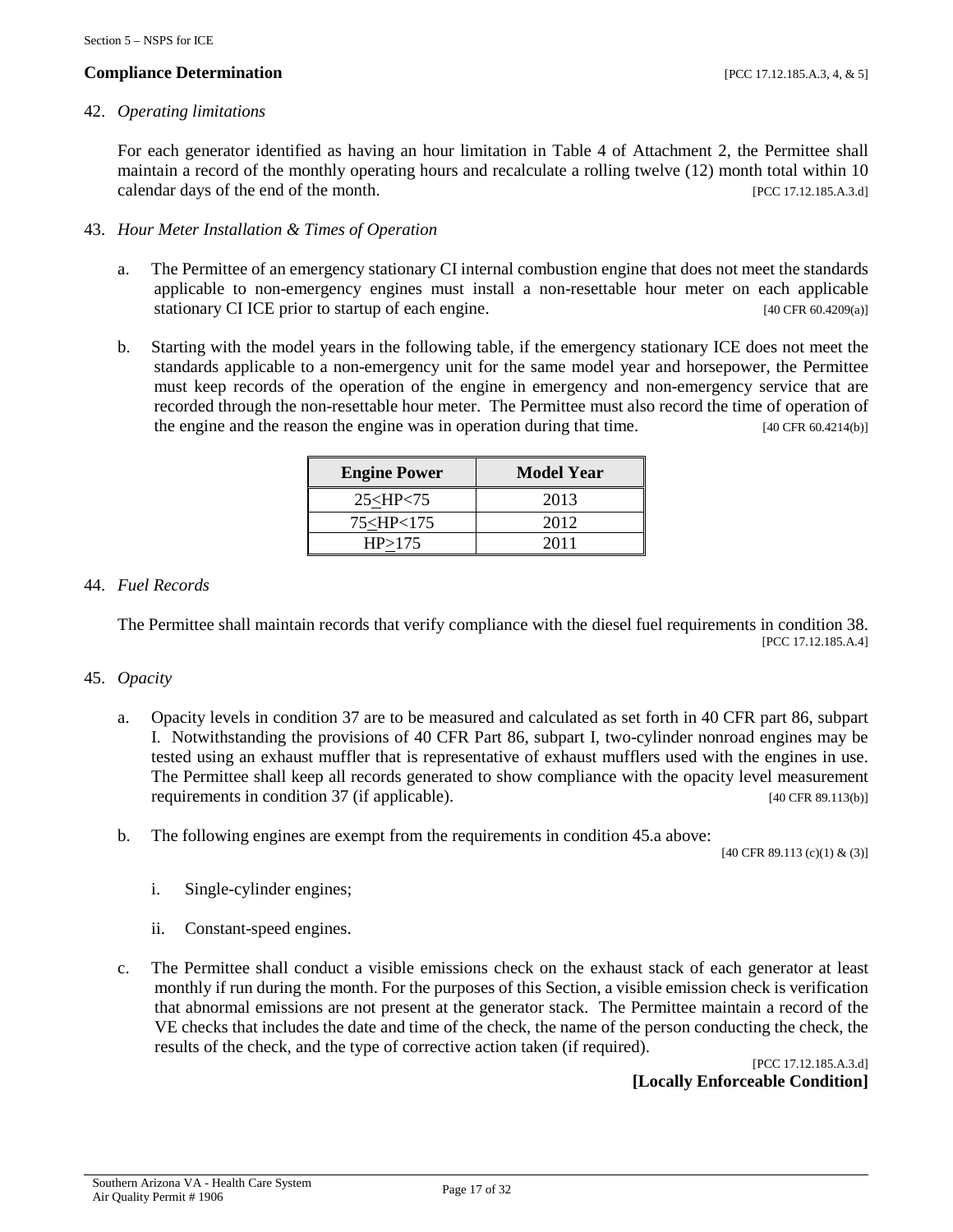**Compliance Determination** [PCC 17.12.185.A.3, 4, & 5]

42. *Operating limitations*

For each generator identified as having an hour limitation in Table 4 of Attachment 2, the Permittee shall maintain a record of the monthly operating hours and recalculate a rolling twelve (12) month total within 10 calendar days of the end of the month. [PCC 17.12.185.A.3.d]

43. *Hour Meter Installation & Times of Operation*

a. The Permittee of an emergency stationary CI internal combustion engine that does not meet the standards applicable to non-emergency engines must install a non-resettable hour meter on each applicable stationary CI ICE prior to startup of each engine. [40 CFR 60.4209(a)]

b. Starting with the model years in the following table, if the emergency stationary ICE does not meet the standards applicable to a non-emergency unit for the same model year and horsepower, the Permittee must keep records of the operation of the engine in emergency and non-emergency service that are recorded through the non-resettable hour meter. The Permittee must also record the time of operation of the engine and the reason the engine was in operation during that time. [40 CFR 60.4214(b)]

| Engine Power | Model Year |
|---|---|
| 25≤HP<75 | 2013 |
| 75≤HP<175 | 2012 |
| HP≥175 | 2011 |

44. *Fuel Records*

The Permittee shall maintain records that verify compliance with the diesel fuel requirements in condition 38. [PCC 17.12.185.A.4]

45. *Opacity*

a. Opacity levels in condition 37 are to be measured and calculated as set forth in 40 CFR part 86, subpart I. Notwithstanding the provisions of 40 CFR Part 86, subpart I, two-cylinder nonroad engines may be tested using an exhaust muffler that is representative of exhaust mufflers used with the engines in use. The Permittee shall keep all records generated to show compliance with the opacity level measurement requirements in condition 37 (if applicable). [40 CFR 89.113(b)]

b. The following engines are exempt from the requirements in condition 45.a above: [40 CFR 89.113 (c)(1) & (3)]

   i. Single-cylinder engines;

   ii. Constant-speed engines.

c. The Permittee shall conduct a visible emissions check on the exhaust stack of each generator at least monthly if run during the month. For the purposes of this Section, a visible emission check is verification that abnormal emissions are not present at the generator stack. The Permittee maintain a record of the VE checks that includes the date and time of the check, the name of the person conducting the check, the results of the check, and the type of corrective action taken (if required). [PCC 17.12.185.A.3.d]

**[Locally Enforceable Condition]**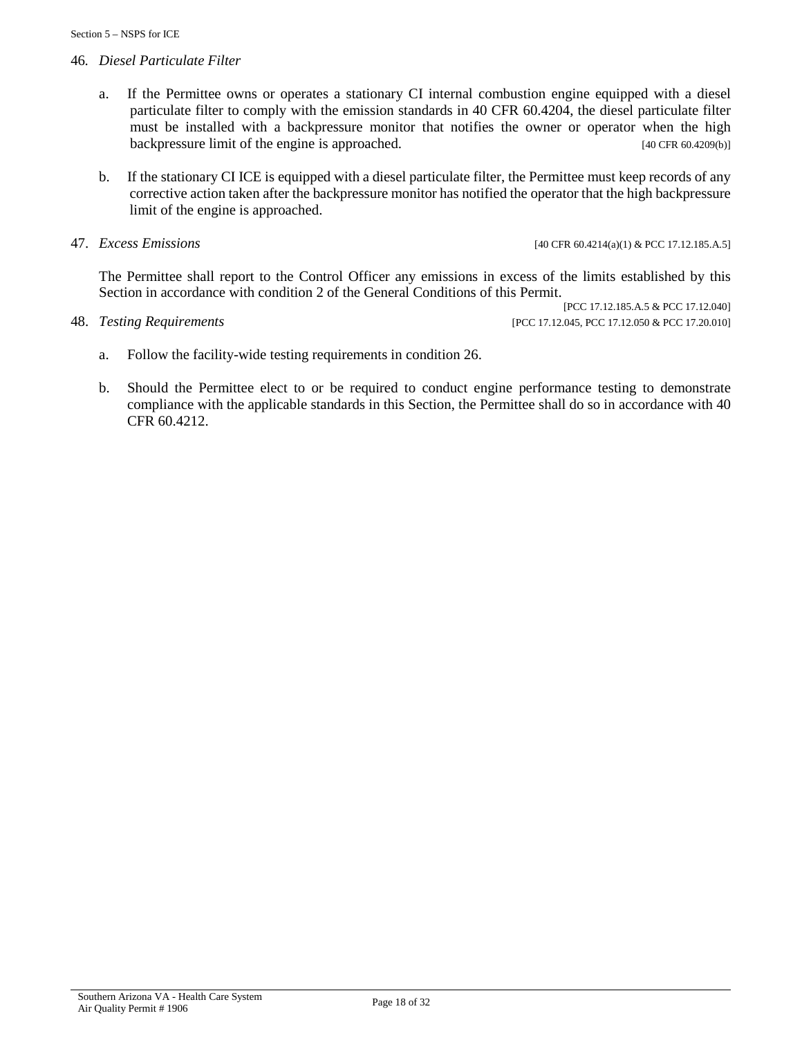46. *Diesel Particulate Filter*

   a. If the Permittee owns or operates a stationary CI internal combustion engine equipped with a diesel particulate filter to comply with the emission standards in 40 CFR 60.4204, the diesel particulate filter must be installed with a backpressure monitor that notifies the owner or operator when the high backpressure limit of the engine is approached. [40 CFR 60.4209(b)]

   b. If the stationary CI ICE is equipped with a diesel particulate filter, the Permittee must keep records of any corrective action taken after the backpressure monitor has notified the operator that the high backpressure limit of the engine is approached.

47. *Excess Emissions* [40 CFR 60.4214(a)(1) & PCC 17.12.185.A.5]

   The Permittee shall report to the Control Officer any emissions in excess of the limits established by this Section in accordance with condition 2 of the General Conditions of this Permit. [PCC 17.12.185.A.5 & PCC 17.12.040]

48. *Testing Requirements* [PCC 17.12.045, PCC 17.12.050 & PCC 17.20.010]

   a. Follow the facility-wide testing requirements in condition 26.

   b. Should the Permittee elect to or be required to conduct engine performance testing to demonstrate compliance with the applicable standards in this Section, the Permittee shall do so in accordance with 40 CFR 60.4212.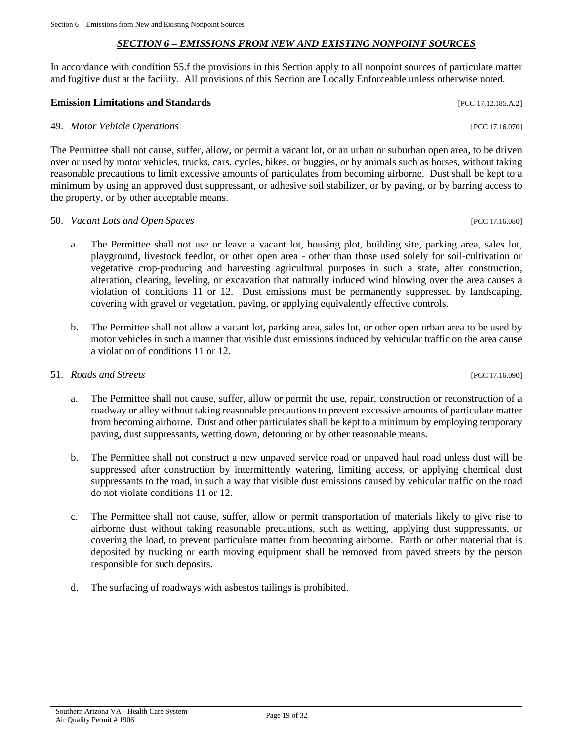## *SECTION 6 – EMISSIONS FROM NEW AND EXISTING NONPOINT SOURCES*

In accordance with condition 55.f the provisions in this Section apply to all nonpoint sources of particulate matter and fugitive dust at the facility. All provisions of this Section are Locally Enforceable unless otherwise noted.

**Emission Limitations and Standards** [PCC 17.12.185.A.2]

49. *Motor Vehicle Operations* [PCC 17.16.070]

The Permittee shall not cause, suffer, allow, or permit a vacant lot, or an urban or suburban open area, to be driven over or used by motor vehicles, trucks, cars, cycles, bikes, or buggies, or by animals such as horses, without taking reasonable precautions to limit excessive amounts of particulates from becoming airborne. Dust shall be kept to a minimum by using an approved dust suppressant, or adhesive soil stabilizer, or by paving, or by barring access to the property, or by other acceptable means.

50. *Vacant Lots and Open Spaces* [PCC 17.16.080]

a. The Permittee shall not use or leave a vacant lot, housing plot, building site, parking area, sales lot, playground, livestock feedlot, or other open area - other than those used solely for soil-cultivation or vegetative crop-producing and harvesting agricultural purposes in such a state, after construction, alteration, clearing, leveling, or excavation that naturally induced wind blowing over the area causes a violation of conditions 11 or 12. Dust emissions must be permanently suppressed by landscaping, covering with gravel or vegetation, paving, or applying equivalently effective controls.

b. The Permittee shall not allow a vacant lot, parking area, sales lot, or other open urban area to be used by motor vehicles in such a manner that visible dust emissions induced by vehicular traffic on the area cause a violation of conditions 11 or 12.

51. *Roads and Streets* [PCC 17.16.090]

a. The Permittee shall not cause, suffer, allow or permit the use, repair, construction or reconstruction of a roadway or alley without taking reasonable precautions to prevent excessive amounts of particulate matter from becoming airborne. Dust and other particulates shall be kept to a minimum by employing temporary paving, dust suppressants, wetting down, detouring or by other reasonable means.

b. The Permittee shall not construct a new unpaved service road or unpaved haul road unless dust will be suppressed after construction by intermittently watering, limiting access, or applying chemical dust suppressants to the road, in such a way that visible dust emissions caused by vehicular traffic on the road do not violate conditions 11 or 12.

c. The Permittee shall not cause, suffer, allow or permit transportation of materials likely to give rise to airborne dust without taking reasonable precautions, such as wetting, applying dust suppressants, or covering the load, to prevent particulate matter from becoming airborne. Earth or other material that is deposited by trucking or earth moving equipment shall be removed from paved streets by the person responsible for such deposits.

d. The surfacing of roadways with asbestos tailings is prohibited.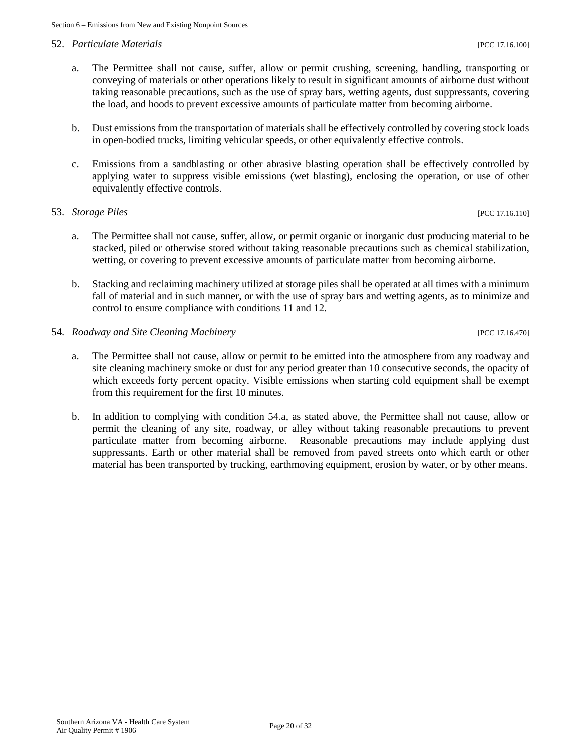52. *Particulate Materials* [PCC 17.16.100]

   a. The Permittee shall not cause, suffer, allow or permit crushing, screening, handling, transporting or conveying of materials or other operations likely to result in significant amounts of airborne dust without taking reasonable precautions, such as the use of spray bars, wetting agents, dust suppressants, covering the load, and hoods to prevent excessive amounts of particulate matter from becoming airborne.

   b. Dust emissions from the transportation of materials shall be effectively controlled by covering stock loads in open-bodied trucks, limiting vehicular speeds, or other equivalently effective controls.

   c. Emissions from a sandblasting or other abrasive blasting operation shall be effectively controlled by applying water to suppress visible emissions (wet blasting), enclosing the operation, or use of other equivalently effective controls.

53. *Storage Piles* [PCC 17.16.110]

   a. The Permittee shall not cause, suffer, allow, or permit organic or inorganic dust producing material to be stacked, piled or otherwise stored without taking reasonable precautions such as chemical stabilization, wetting, or covering to prevent excessive amounts of particulate matter from becoming airborne.

   b. Stacking and reclaiming machinery utilized at storage piles shall be operated at all times with a minimum fall of material and in such manner, or with the use of spray bars and wetting agents, as to minimize and control to ensure compliance with conditions 11 and 12.

54. *Roadway and Site Cleaning Machinery* [PCC 17.16.470]

   a. The Permittee shall not cause, allow or permit to be emitted into the atmosphere from any roadway and site cleaning machinery smoke or dust for any period greater than 10 consecutive seconds, the opacity of which exceeds forty percent opacity. Visible emissions when starting cold equipment shall be exempt from this requirement for the first 10 minutes.

   b. In addition to complying with condition 54.a, as stated above, the Permittee shall not cause, allow or permit the cleaning of any site, roadway, or alley without taking reasonable precautions to prevent particulate matter from becoming airborne. Reasonable precautions may include applying dust suppressants. Earth or other material shall be removed from paved streets onto which earth or other material has been transported by trucking, earthmoving equipment, erosion by water, or by other means.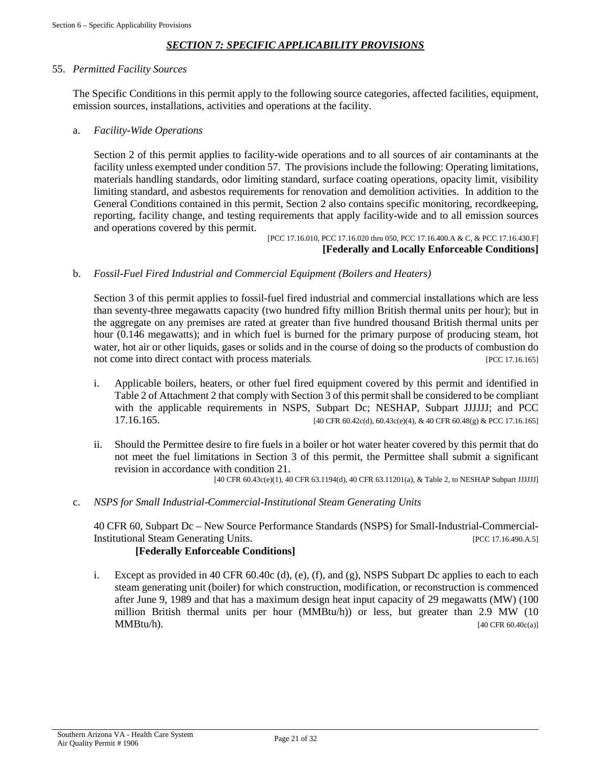## *SECTION 7: SPECIFIC APPLICABILITY PROVISIONS*

55. *Permitted Facility Sources*

The Specific Conditions in this permit apply to the following source categories, affected facilities, equipment, emission sources, installations, activities and operations at the facility.

a. *Facility-Wide Operations*

Section 2 of this permit applies to facility-wide operations and to all sources of air contaminants at the facility unless exempted under condition 57. The provisions include the following: Operating limitations, materials handling standards, odor limiting standard, surface coating operations, opacity limit, visibility limiting standard, and asbestos requirements for renovation and demolition activities. In addition to the General Conditions contained in this permit, Section 2 also contains specific monitoring, recordkeeping, reporting, facility change, and testing requirements that apply facility-wide and to all emission sources and operations covered by this permit.

[PCC 17.16.010, PCC 17.16.020 thru 050, PCC 17.16.400.A & C, & PCC 17.16.430.F]

**[Federally and Locally Enforceable Conditions]**

b. *Fossil-Fuel Fired Industrial and Commercial Equipment (Boilers and Heaters)*

Section 3 of this permit applies to fossil-fuel fired industrial and commercial installations which are less than seventy-three megawatts capacity (two hundred fifty million British thermal units per hour); but in the aggregate on any premises are rated at greater than five hundred thousand British thermal units per hour (0.146 megawatts); and in which fuel is burned for the primary purpose of producing steam, hot water, hot air or other liquids, gases or solids and in the course of doing so the products of combustion do not come into direct contact with process materials. [PCC 17.16.165]

i. Applicable boilers, heaters, or other fuel fired equipment covered by this permit and identified in Table 2 of Attachment 2 that comply with Section 3 of this permit shall be considered to be compliant with the applicable requirements in NSPS, Subpart Dc; NESHAP, Subpart JJJJJJ; and PCC 17.16.165. [40 CFR 60.42c(d), 60.43c(e)(4), & 40 CFR 60.48(g) & PCC 17.16.165]

ii. Should the Permittee desire to fire fuels in a boiler or hot water heater covered by this permit that do not meet the fuel limitations in Section 3 of this permit, the Permittee shall submit a significant revision in accordance with condition 21.

[40 CFR 60.43c(e)(1), 40 CFR 63.1194(d), 40 CFR 63.11201(a), & Table 2, to NESHAP Subpart JJJJJJ]

c. *NSPS for Small Industrial-Commercial-Institutional Steam Generating Units*

40 CFR 60, Subpart Dc – New Source Performance Standards (NSPS) for Small-Industrial-Commercial-Institutional Steam Generating Units. [PCC 17.16.490.A.5]

**[Federally Enforceable Conditions]**

i. Except as provided in 40 CFR 60.40c (d), (e), (f), and (g), NSPS Subpart Dc applies to each to each steam generating unit (boiler) for which construction, modification, or reconstruction is commenced after June 9, 1989 and that has a maximum design heat input capacity of 29 megawatts (MW) (100 million British thermal units per hour (MMBtu/h)) or less, but greater than 2.9 MW (10 MMBtu/h). [40 CFR 60.40c(a)]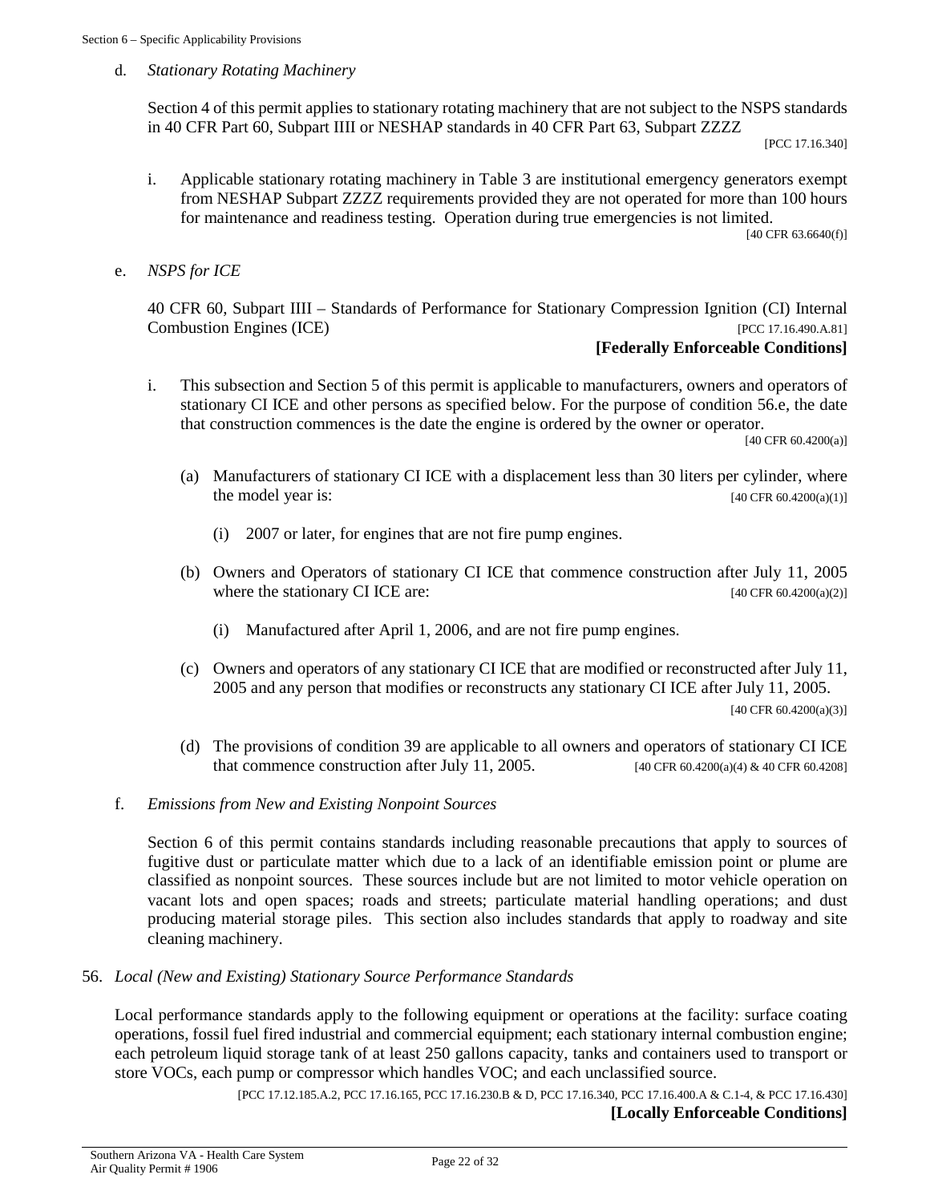d. *Stationary Rotating Machinery*

Section 4 of this permit applies to stationary rotating machinery that are not subject to the NSPS standards in 40 CFR Part 60, Subpart IIII or NESHAP standards in 40 CFR Part 63, Subpart ZZZZ

[PCC 17.16.340]

i. Applicable stationary rotating machinery in Table 3 are institutional emergency generators exempt from NESHAP Subpart ZZZZ requirements provided they are not operated for more than 100 hours for maintenance and readiness testing. Operation during true emergencies is not limited.

[40 CFR 63.6640(f)]

e. *NSPS for ICE*

40 CFR 60, Subpart IIII – Standards of Performance for Stationary Compression Ignition (CI) Internal Combustion Engines (ICE) [PCC 17.16.490.A.81]

**[Federally Enforceable Conditions]**

i. This subsection and Section 5 of this permit is applicable to manufacturers, owners and operators of stationary CI ICE and other persons as specified below. For the purpose of condition 56.e, the date that construction commences is the date the engine is ordered by the owner or operator.

[40 CFR 60.4200(a)]

(a) Manufacturers of stationary CI ICE with a displacement less than 30 liters per cylinder, where the model year is: [40 CFR 60.4200(a)(1)]

(i) 2007 or later, for engines that are not fire pump engines.

(b) Owners and Operators of stationary CI ICE that commence construction after July 11, 2005 where the stationary CI ICE are: [40 CFR 60.4200(a)(2)]

(i) Manufactured after April 1, 2006, and are not fire pump engines.

(c) Owners and operators of any stationary CI ICE that are modified or reconstructed after July 11, 2005 and any person that modifies or reconstructs any stationary CI ICE after July 11, 2005.

[40 CFR 60.4200(a)(3)]

(d) The provisions of condition 39 are applicable to all owners and operators of stationary CI ICE that commence construction after July 11, 2005. [40 CFR 60.4200(a)(4) & 40 CFR 60.4208]

f. *Emissions from New and Existing Nonpoint Sources*

Section 6 of this permit contains standards including reasonable precautions that apply to sources of fugitive dust or particulate matter which due to a lack of an identifiable emission point or plume are classified as nonpoint sources. These sources include but are not limited to motor vehicle operation on vacant lots and open spaces; roads and streets; particulate material handling operations; and dust producing material storage piles. This section also includes standards that apply to roadway and site cleaning machinery.

56. *Local (New and Existing) Stationary Source Performance Standards*

Local performance standards apply to the following equipment or operations at the facility: surface coating operations, fossil fuel fired industrial and commercial equipment; each stationary internal combustion engine; each petroleum liquid storage tank of at least 250 gallons capacity, tanks and containers used to transport or store VOCs, each pump or compressor which handles VOC; and each unclassified source.

[PCC 17.12.185.A.2, PCC 17.16.165, PCC 17.16.230.B & D, PCC 17.16.340, PCC 17.16.400.A & C.1-4, & PCC 17.16.430]

**[Locally Enforceable Conditions]**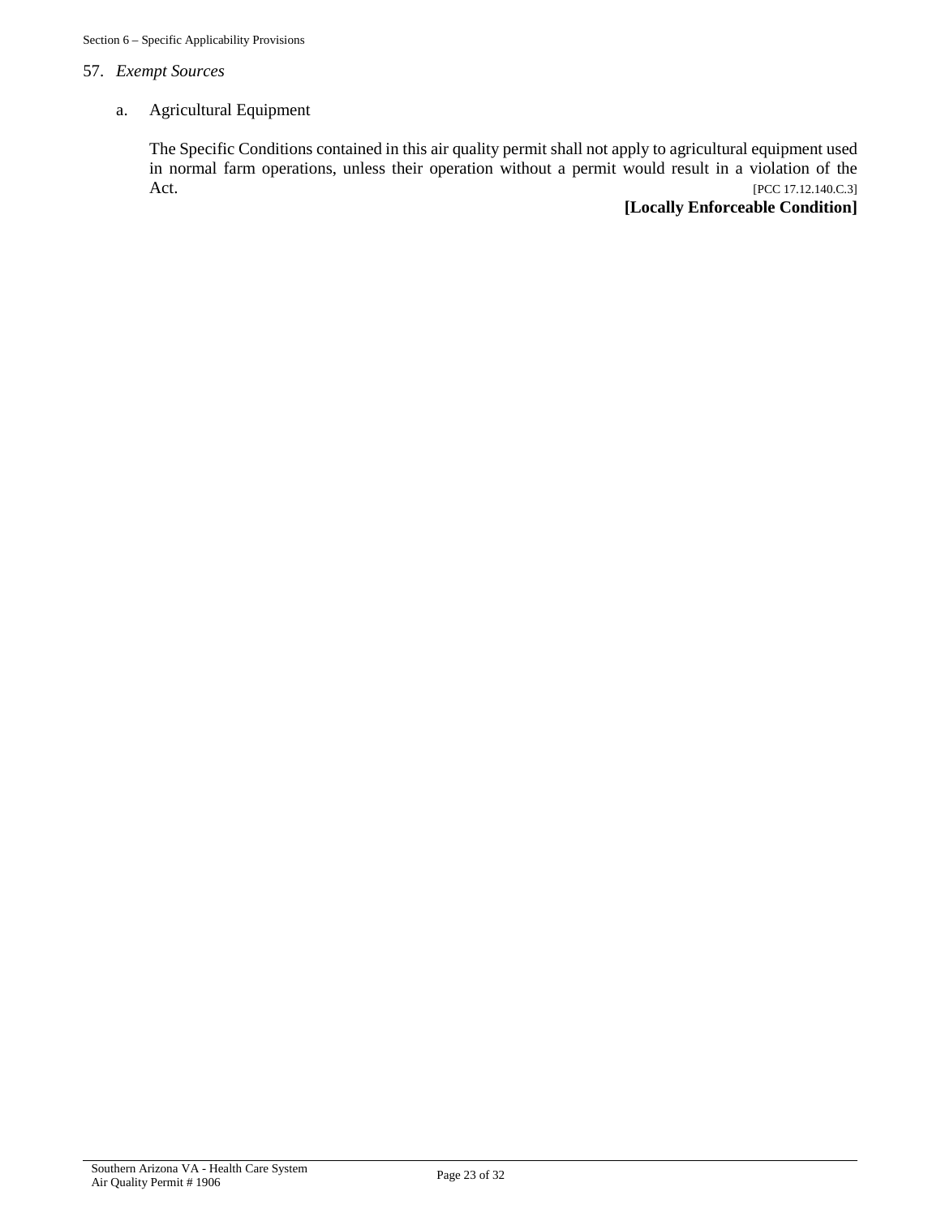57. *Exempt Sources*

a. Agricultural Equipment

The Specific Conditions contained in this air quality permit shall not apply to agricultural equipment used in normal farm operations, unless their operation without a permit would result in a violation of the Act. [PCC 17.12.140.C.3]

**[Locally Enforceable Condition]**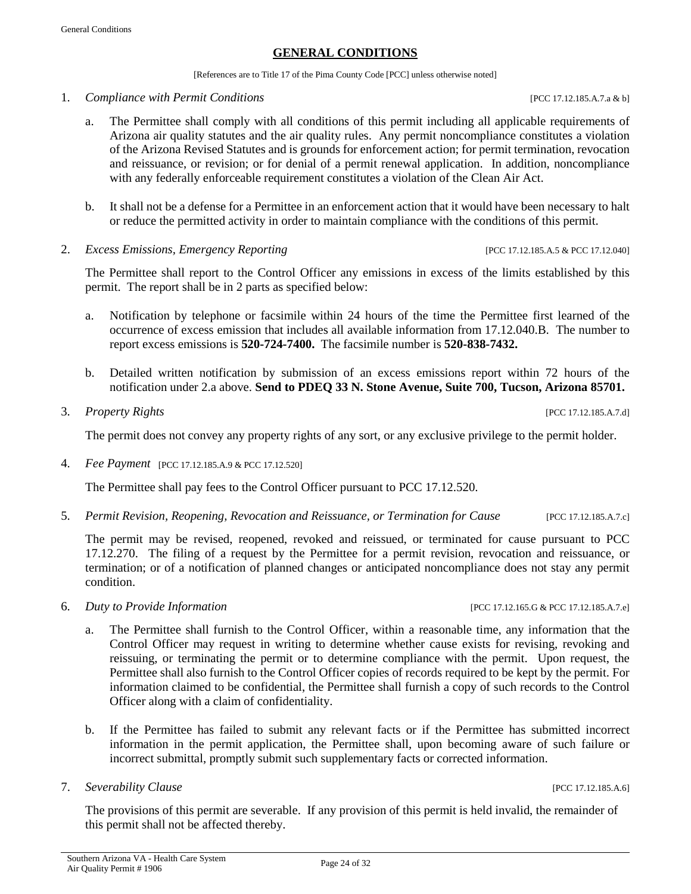## GENERAL CONDITIONS

[References are to Title 17 of the Pima County Code [PCC] unless otherwise noted]

1. *Compliance with Permit Conditions* [PCC 17.12.185.A.7.a & b]

   a. The Permittee shall comply with all conditions of this permit including all applicable requirements of Arizona air quality statutes and the air quality rules. Any permit noncompliance constitutes a violation of the Arizona Revised Statutes and is grounds for enforcement action; for permit termination, revocation and reissuance, or revision; or for denial of a permit renewal application. In addition, noncompliance with any federally enforceable requirement constitutes a violation of the Clean Air Act.

   b. It shall not be a defense for a Permittee in an enforcement action that it would have been necessary to halt or reduce the permitted activity in order to maintain compliance with the conditions of this permit.

2. *Excess Emissions, Emergency Reporting* [PCC 17.12.185.A.5 & PCC 17.12.040]

   The Permittee shall report to the Control Officer any emissions in excess of the limits established by this permit. The report shall be in 2 parts as specified below:

   a. Notification by telephone or facsimile within 24 hours of the time the Permittee first learned of the occurrence of excess emission that includes all available information from 17.12.040.B. The number to report excess emissions is **520-724-7400.** The facsimile number is **520-838-7432.**

   b. Detailed written notification by submission of an excess emissions report within 72 hours of the notification under 2.a above. **Send to PDEQ 33 N. Stone Avenue, Suite 700, Tucson, Arizona 85701.**

3. *Property Rights* [PCC 17.12.185.A.7.d]

   The permit does not convey any property rights of any sort, or any exclusive privilege to the permit holder.

4. *Fee Payment* [PCC 17.12.185.A.9 & PCC 17.12.520]

   The Permittee shall pay fees to the Control Officer pursuant to PCC 17.12.520.

5. *Permit Revision, Reopening, Revocation and Reissuance, or Termination for Cause* [PCC 17.12.185.A.7.c]

   The permit may be revised, reopened, revoked and reissued, or terminated for cause pursuant to PCC 17.12.270. The filing of a request by the Permittee for a permit revision, revocation and reissuance, or termination; or of a notification of planned changes or anticipated noncompliance does not stay any permit condition.

6. *Duty to Provide Information* [PCC 17.12.165.G & PCC 17.12.185.A.7.e]

   a. The Permittee shall furnish to the Control Officer, within a reasonable time, any information that the Control Officer may request in writing to determine whether cause exists for revising, revoking and reissuing, or terminating the permit or to determine compliance with the permit. Upon request, the Permittee shall also furnish to the Control Officer copies of records required to be kept by the permit. For information claimed to be confidential, the Permittee shall furnish a copy of such records to the Control Officer along with a claim of confidentiality.

   b. If the Permittee has failed to submit any relevant facts or if the Permittee has submitted incorrect information in the permit application, the Permittee shall, upon becoming aware of such failure or incorrect submittal, promptly submit such supplementary facts or corrected information.

7. *Severability Clause* [PCC 17.12.185.A.6]

   The provisions of this permit are severable. If any provision of this permit is held invalid, the remainder of this permit shall not be affected thereby.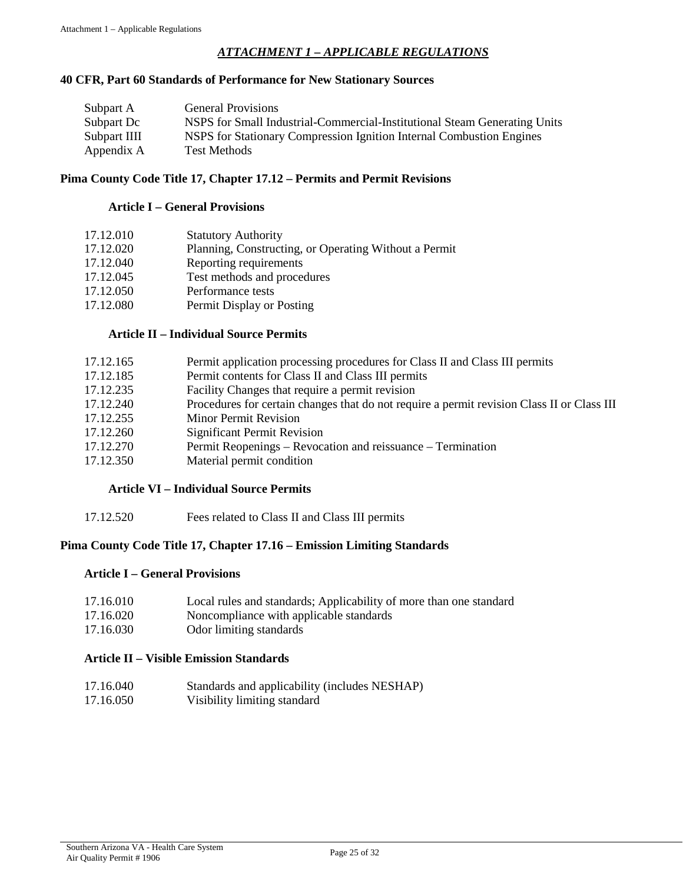# *ATTACHMENT 1 – APPLICABLE REGULATIONS*

## 40 CFR, Part 60 Standards of Performance for New Stationary Sources

| | |
|---|---|
| Subpart A | General Provisions |
| Subpart Dc | NSPS for Small Industrial-Commercial-Institutional Steam Generating Units |
| Subpart IIII | NSPS for Stationary Compression Ignition Internal Combustion Engines |
| Appendix A | Test Methods |

## Pima County Code Title 17, Chapter 17.12 – Permits and Permit Revisions

### Article I – General Provisions

| | |
|---|---|
| 17.12.010 | Statutory Authority |
| 17.12.020 | Planning, Constructing, or Operating Without a Permit |
| 17.12.040 | Reporting requirements |
| 17.12.045 | Test methods and procedures |
| 17.12.050 | Performance tests |
| 17.12.080 | Permit Display or Posting |

### Article II – Individual Source Permits

| | |
|---|---|
| 17.12.165 | Permit application processing procedures for Class II and Class III permits |
| 17.12.185 | Permit contents for Class II and Class III permits |
| 17.12.235 | Facility Changes that require a permit revision |
| 17.12.240 | Procedures for certain changes that do not require a permit revision Class II or Class III |
| 17.12.255 | Minor Permit Revision |
| 17.12.260 | Significant Permit Revision |
| 17.12.270 | Permit Reopenings – Revocation and reissuance – Termination |
| 17.12.350 | Material permit condition |

### Article VI – Individual Source Permits

| | |
|---|---|
| 17.12.520 | Fees related to Class II and Class III permits |

## Pima County Code Title 17, Chapter 17.16 – Emission Limiting Standards

### Article I – General Provisions

| | |
|---|---|
| 17.16.010 | Local rules and standards; Applicability of more than one standard |
| 17.16.020 | Noncompliance with applicable standards |
| 17.16.030 | Odor limiting standards |

### Article II – Visible Emission Standards

| | |
|---|---|
| 17.16.040 | Standards and applicability (includes NESHAP) |
| 17.16.050 | Visibility limiting standard |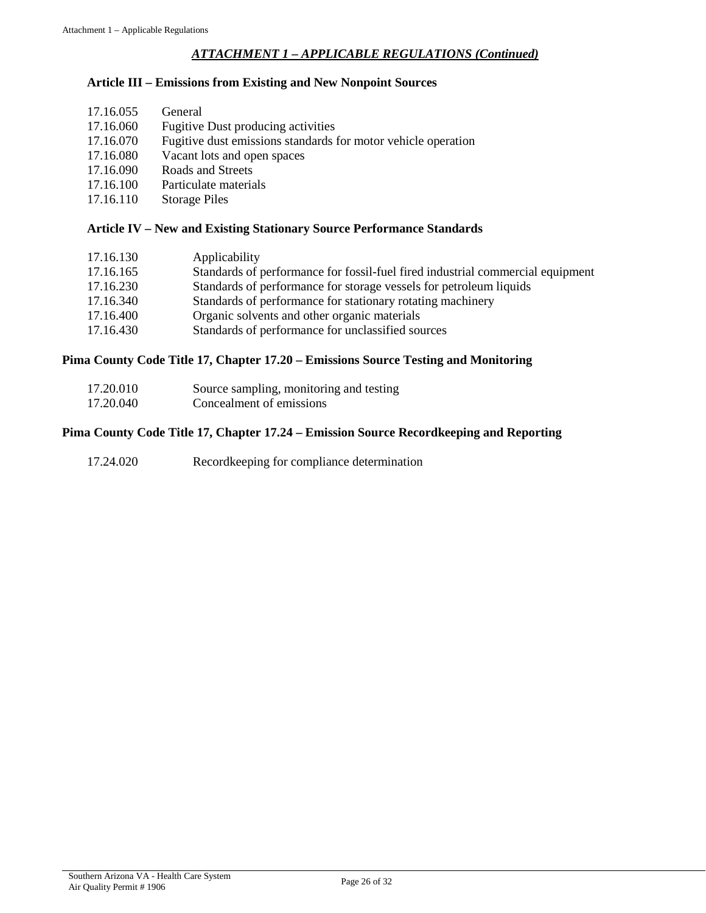## *ATTACHMENT 1 – APPLICABLE REGULATIONS (Continued)*

### Article III – Emissions from Existing and New Nonpoint Sources

17.16.055 General
17.16.060 Fugitive Dust producing activities
17.16.070 Fugitive dust emissions standards for motor vehicle operation
17.16.080 Vacant lots and open spaces
17.16.090 Roads and Streets
17.16.100 Particulate materials
17.16.110 Storage Piles

### Article IV – New and Existing Stationary Source Performance Standards

17.16.130 Applicability
17.16.165 Standards of performance for fossil-fuel fired industrial commercial equipment
17.16.230 Standards of performance for storage vessels for petroleum liquids
17.16.340 Standards of performance for stationary rotating machinery
17.16.400 Organic solvents and other organic materials
17.16.430 Standards of performance for unclassified sources

### Pima County Code Title 17, Chapter 17.20 – Emissions Source Testing and Monitoring

17.20.010 Source sampling, monitoring and testing
17.20.040 Concealment of emissions

### Pima County Code Title 17, Chapter 17.24 – Emission Source Recordkeeping and Reporting

17.24.020 Recordkeeping for compliance determination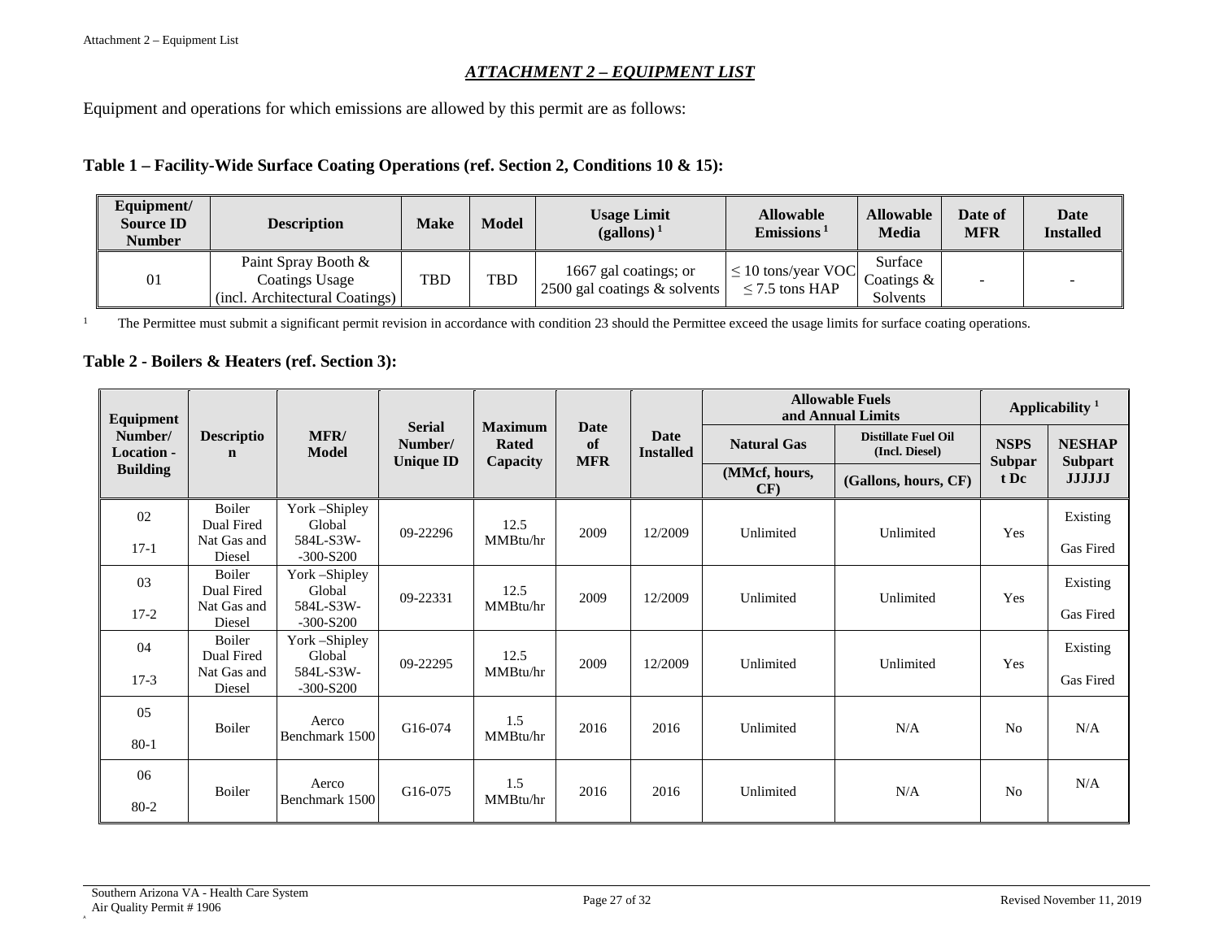## *ATTACHMENT 2 – EQUIPMENT LIST*

Equipment and operations for which emissions are allowed by this permit are as follows:

### Table 1 – Facility-Wide Surface Coating Operations (ref. Section 2, Conditions 10 & 15):

| Equipment/ Source ID Number | Description | Make | Model | Usage Limit (gallons) [1] | Allowable Emissions [1] | Allowable Media | Date of MFR | Date Installed |
|---|---|---|---|---|---|---|---|---|
| 01 | Paint Spray Booth & Coatings Usage (incl. Architectural Coatings) | TBD | TBD | 1667 gal coatings; or 2500 gal coatings & solvents | ≤ 10 tons/year VOC ≤ 7.5 tons HAP | Surface Coatings & Solvents | - | - |

[1] The Permittee must submit a significant permit revision in accordance with condition 23 should the Permittee exceed the usage limits for surface coating operations.

### Table 2 - Boilers & Heaters (ref. Section 3):

| Equipment Number/ Location - Building | Description | MFR/ Model | Serial Number/ Unique ID | Maximum Rated Capacity | Date of MFR | Date Installed | Allowable Fuels and Annual Limits | | Applicability [1] | |
|---|---|---|---|---|---|---|---|---|---|---|
| | | | | | | | Natural Gas | Distillate Fuel Oil (Incl. Diesel) | NSPS Subpart Dc | NESHAP Subpart JJJJJJ |
| | | | | | | | (MMcf, hours, CF) | (Gallons, hours, CF) | | |
| 02<br>17-1 | Boiler Dual Fired Nat Gas and Diesel | York –Shipley Global 584L-S3W--300-S200 | 09-22296 | 12.5 MMBtu/hr | 2009 | 12/2009 | Unlimited | Unlimited | Yes | Existing<br>Gas Fired |
| 03<br>17-2 | Boiler Dual Fired Nat Gas and Diesel | York –Shipley Global 584L-S3W--300-S200 | 09-22331 | 12.5 MMBtu/hr | 2009 | 12/2009 | Unlimited | Unlimited | Yes | Existing<br>Gas Fired |
| 04<br>17-3 | Boiler Dual Fired Nat Gas and Diesel | York –Shipley Global 584L-S3W--300-S200 | 09-22295 | 12.5 MMBtu/hr | 2009 | 12/2009 | Unlimited | Unlimited | Yes | Existing<br>Gas Fired |
| 05<br>80-1 | Boiler | Aerco Benchmark 1500 | G16-074 | 1.5 MMBtu/hr | 2016 | 2016 | Unlimited | N/A | No | N/A |
| 06<br>80-2 | Boiler | Aerco Benchmark 1500 | G16-075 | 1.5 MMBtu/hr | 2016 | 2016 | Unlimited | N/A | No | N/A |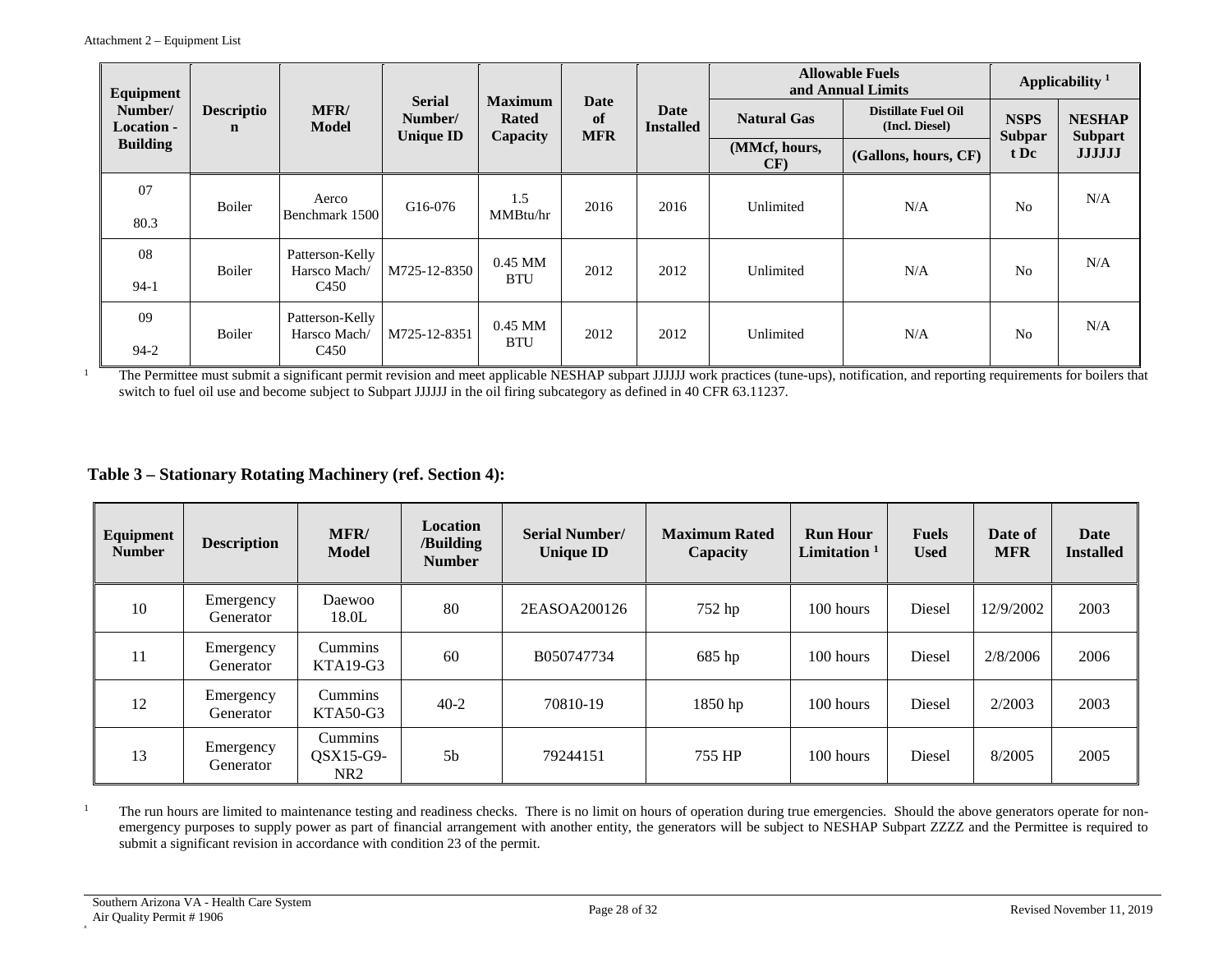Attachment 2 – Equipment List

| Equipment Number/ Location - Building | Description | MFR/ Model | Serial Number/ Unique ID | Maximum Rated Capacity | Date of MFR | Date Installed | Allowable Fuels and Annual Limits | | Applicability [1] | |
|---|---|---|---|---|---|---|---|---|---|---|
| | | | | | | | Natural Gas | Distillate Fuel Oil (Incl. Diesel) | NSPS Subpart Dc | NESHAP Subpart JJJJJJ |
| | | | | | | | (MMcf, hours, CF) | (Gallons, hours, CF) | | |
| 07<br>80.3 | Boiler | Aerco Benchmark 1500 | G16-076 | 1.5 MMBtu/hr | 2016 | 2016 | Unlimited | N/A | No | N/A |
| 08<br>94-1 | Boiler | Patterson-Kelly Harsco Mach/ C450 | M725-12-8350 | 0.45 MM BTU | 2012 | 2012 | Unlimited | N/A | No | N/A |
| 09<br>94-2 | Boiler | Patterson-Kelly Harsco Mach/ C450 | M725-12-8351 | 0.45 MM BTU | 2012 | 2012 | Unlimited | N/A | No | N/A |

[1] The Permittee must submit a significant permit revision and meet applicable NESHAP subpart JJJJJJ work practices (tune-ups), notification, and reporting requirements for boilers that switch to fuel oil use and become subject to Subpart JJJJJJ in the oil firing subcategory as defined in 40 CFR 63.11237.

## Table 3 – Stationary Rotating Machinery (ref. Section 4):

| Equipment Number | Description | MFR/ Model | Location /Building Number | Serial Number/ Unique ID | Maximum Rated Capacity | Run Hour Limitation [1] | Fuels Used | Date of MFR | Date Installed |
|---|---|---|---|---|---|---|---|---|---|
| 10 | Emergency Generator | Daewoo 18.0L | 80 | 2EASOA200126 | 752 hp | 100 hours | Diesel | 12/9/2002 | 2003 |
| 11 | Emergency Generator | Cummins KTA19-G3 | 60 | B050747734 | 685 hp | 100 hours | Diesel | 2/8/2006 | 2006 |
| 12 | Emergency Generator | Cummins KTA50-G3 | 40-2 | 70810-19 | 1850 hp | 100 hours | Diesel | 2/2003 | 2003 |
| 13 | Emergency Generator | Cummins QSX15-G9-NR2 | 5b | 79244151 | 755 HP | 100 hours | Diesel | 8/2005 | 2005 |

[1] The run hours are limited to maintenance testing and readiness checks. There is no limit on hours of operation during true emergencies. Should the above generators operate for non-emergency purposes to supply power as part of financial arrangement with another entity, the generators will be subject to NESHAP Subpart ZZZZ and the Permittee is required to submit a significant revision in accordance with condition 23 of the permit.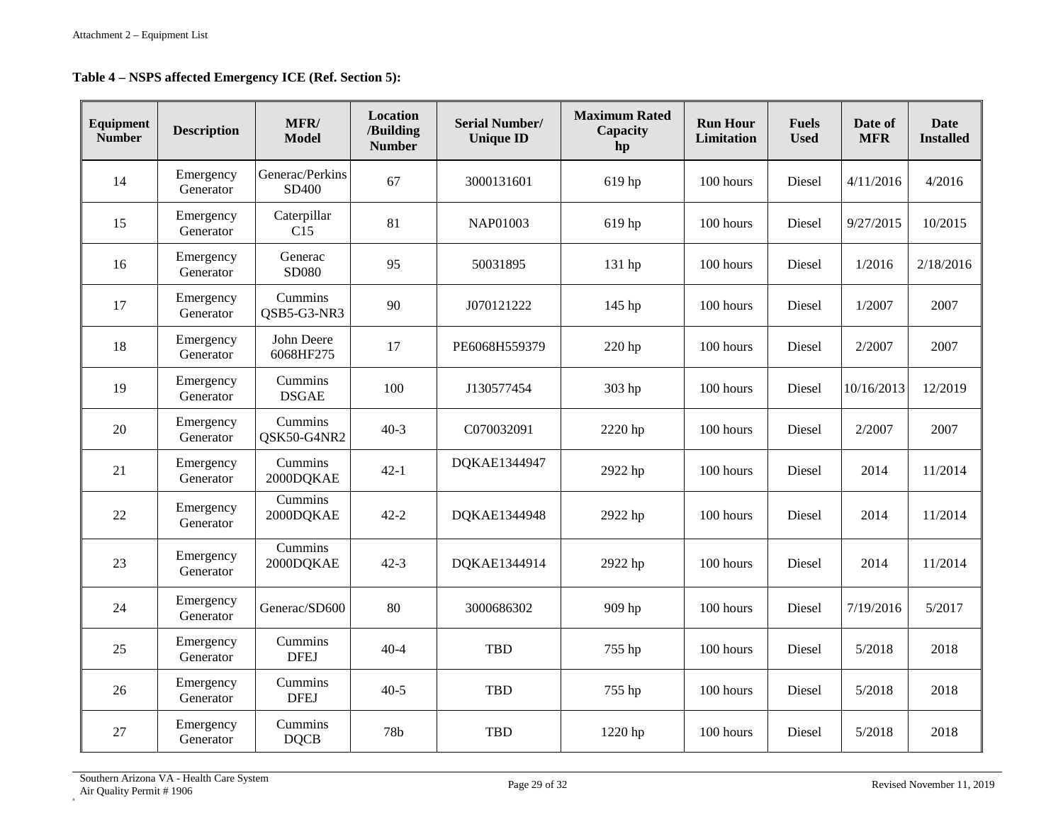**Table 4 – NSPS affected Emergency ICE (Ref. Section 5):**

| Equipment Number | Description | MFR/ Model | Location /Building Number | Serial Number/ Unique ID | Maximum Rated Capacity hp | Run Hour Limitation | Fuels Used | Date of MFR | Date Installed |
|---|---|---|---|---|---|---|---|---|---|
| 14 | Emergency Generator | Generac/Perkins SD400 | 67 | 3000131601 | 619 hp | 100 hours | Diesel | 4/11/2016 | 4/2016 |
| 15 | Emergency Generator | Caterpillar C15 | 81 | NAP01003 | 619 hp | 100 hours | Diesel | 9/27/2015 | 10/2015 |
| 16 | Emergency Generator | Generac SD080 | 95 | 50031895 | 131 hp | 100 hours | Diesel | 1/2016 | 2/18/2016 |
| 17 | Emergency Generator | Cummins QSB5-G3-NR3 | 90 | J070121222 | 145 hp | 100 hours | Diesel | 1/2007 | 2007 |
| 18 | Emergency Generator | John Deere 6068HF275 | 17 | PE6068H559379 | 220 hp | 100 hours | Diesel | 2/2007 | 2007 |
| 19 | Emergency Generator | Cummins DSGAE | 100 | J130577454 | 303 hp | 100 hours | Diesel | 10/16/2013 | 12/2019 |
| 20 | Emergency Generator | Cummins QSK50-G4NR2 | 40-3 | C070032091 | 2220 hp | 100 hours | Diesel | 2/2007 | 2007 |
| 21 | Emergency Generator | Cummins 2000DQKAE | 42-1 | DQKAE1344947 | 2922 hp | 100 hours | Diesel | 2014 | 11/2014 |
| 22 | Emergency Generator | Cummins 2000DQKAE | 42-2 | DQKAE1344948 | 2922 hp | 100 hours | Diesel | 2014 | 11/2014 |
| 23 | Emergency Generator | Cummins 2000DQKAE | 42-3 | DQKAE1344914 | 2922 hp | 100 hours | Diesel | 2014 | 11/2014 |
| 24 | Emergency Generator | Generac/SD600 | 80 | 3000686302 | 909 hp | 100 hours | Diesel | 7/19/2016 | 5/2017 |
| 25 | Emergency Generator | Cummins DFEJ | 40-4 | TBD | 755 hp | 100 hours | Diesel | 5/2018 | 2018 |
| 26 | Emergency Generator | Cummins DFEJ | 40-5 | TBD | 755 hp | 100 hours | Diesel | 5/2018 | 2018 |
| 27 | Emergency Generator | Cummins DQCB | 78b | TBD | 1220 hp | 100 hours | Diesel | 5/2018 | 2018 |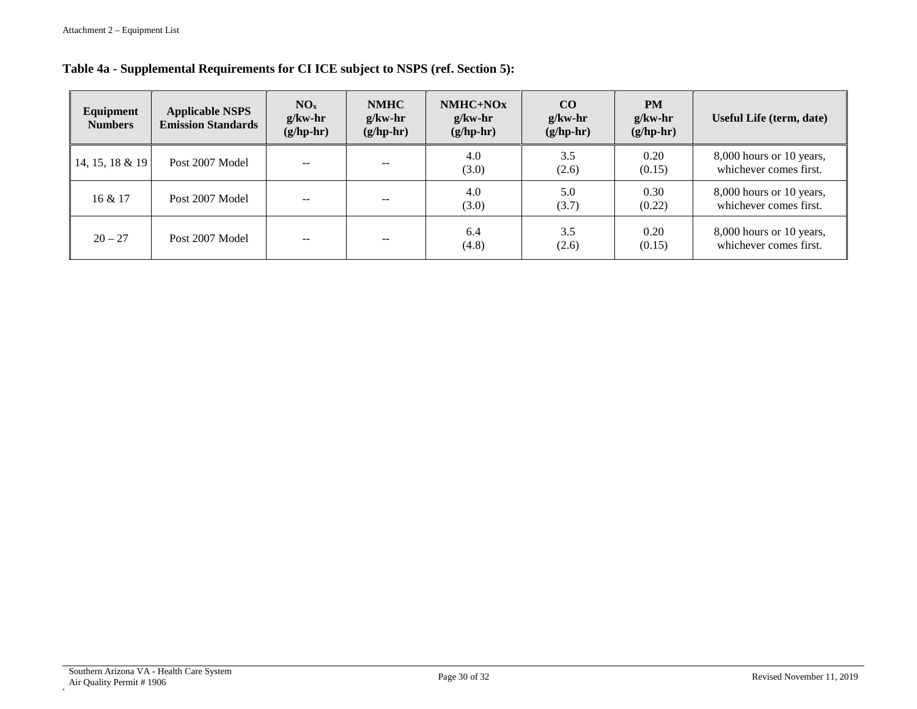**Table 4a - Supplemental Requirements for CI ICE subject to NSPS (ref. Section 5):**

| Equipment Numbers | Applicable NSPS Emission Standards | $NO_x$ g/kw-hr (g/hp-hr) | NMHC g/kw-hr (g/hp-hr) | NMHC+NOx g/kw-hr (g/hp-hr) | CO g/kw-hr (g/hp-hr) | PM g/kw-hr (g/hp-hr) | Useful Life (term, date) |
|---|---|---|---|---|---|---|---|
| 14, 15, 18 & 19 | Post 2007 Model | -- | -- | 4.0 (3.0) | 3.5 (2.6) | 0.20 (0.15) | 8,000 hours or 10 years, whichever comes first. |
| 16 & 17 | Post 2007 Model | -- | -- | 4.0 (3.0) | 5.0 (3.7) | 0.30 (0.22) | 8,000 hours or 10 years, whichever comes first. |
| 20 – 27 | Post 2007 Model | -- | -- | 6.4 (4.8) | 3.5 (2.6) | 0.20 (0.15) | 8,000 hours or 10 years, whichever comes first. |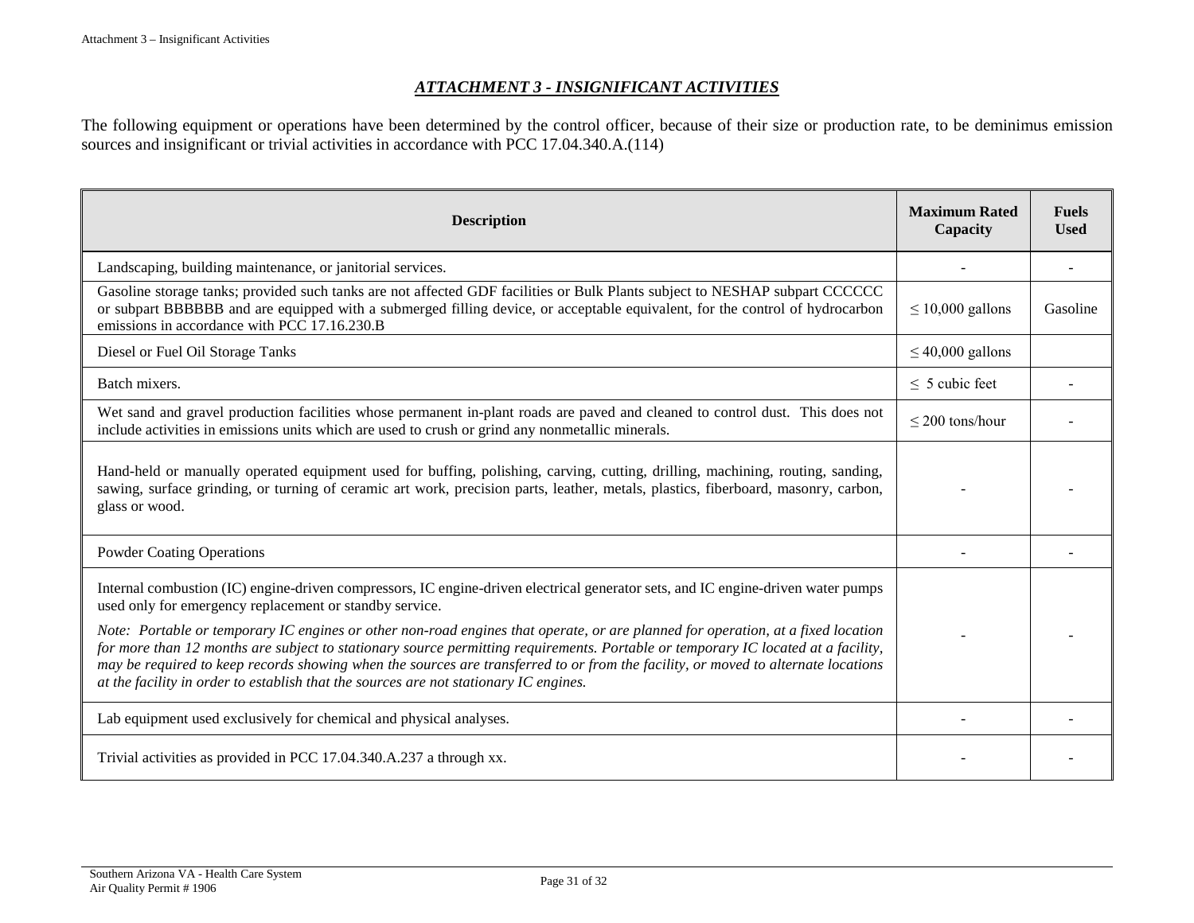## *ATTACHMENT 3 - INSIGNIFICANT ACTIVITIES*

The following equipment or operations have been determined by the control officer, because of their size or production rate, to be deminimus emission sources and insignificant or trivial activities in accordance with PCC 17.04.340.A.(114)

| Description | Maximum Rated Capacity | Fuels Used |
|---|---|---|
| Landscaping, building maintenance, or janitorial services. | - | - |
| Gasoline storage tanks; provided such tanks are not affected GDF facilities or Bulk Plants subject to NESHAP subpart CCCCCC or subpart BBBBBB and are equipped with a submerged filling device, or acceptable equivalent, for the control of hydrocarbon emissions in accordance with PCC 17.16.230.B | ≤ 10,000 gallons | Gasoline |
| Diesel or Fuel Oil Storage Tanks | ≤ 40,000 gallons | |
| Batch mixers. | ≤ 5 cubic feet | - |
| Wet sand and gravel production facilities whose permanent in-plant roads are paved and cleaned to control dust. This does not include activities in emissions units which are used to crush or grind any nonmetallic minerals. | ≤ 200 tons/hour | - |
| Hand-held or manually operated equipment used for buffing, polishing, carving, cutting, drilling, machining, routing, sanding, sawing, surface grinding, or turning of ceramic art work, precision parts, leather, metals, plastics, fiberboard, masonry, carbon, glass or wood. | - | - |
| Powder Coating Operations | - | - |
| Internal combustion (IC) engine-driven compressors, IC engine-driven electrical generator sets, and IC engine-driven water pumps used only for emergency replacement or standby service. *Note: Portable or temporary IC engines or other non-road engines that operate, or are planned for operation, at a fixed location for more than 12 months are subject to stationary source permitting requirements. Portable or temporary IC located at a facility, may be required to keep records showing when the sources are transferred to or from the facility, or moved to alternate locations at the facility in order to establish that the sources are not stationary IC engines.* | - | - |
| Lab equipment used exclusively for chemical and physical analyses. | - | - |
| Trivial activities as provided in PCC 17.04.340.A.237 a through xx. | - | - |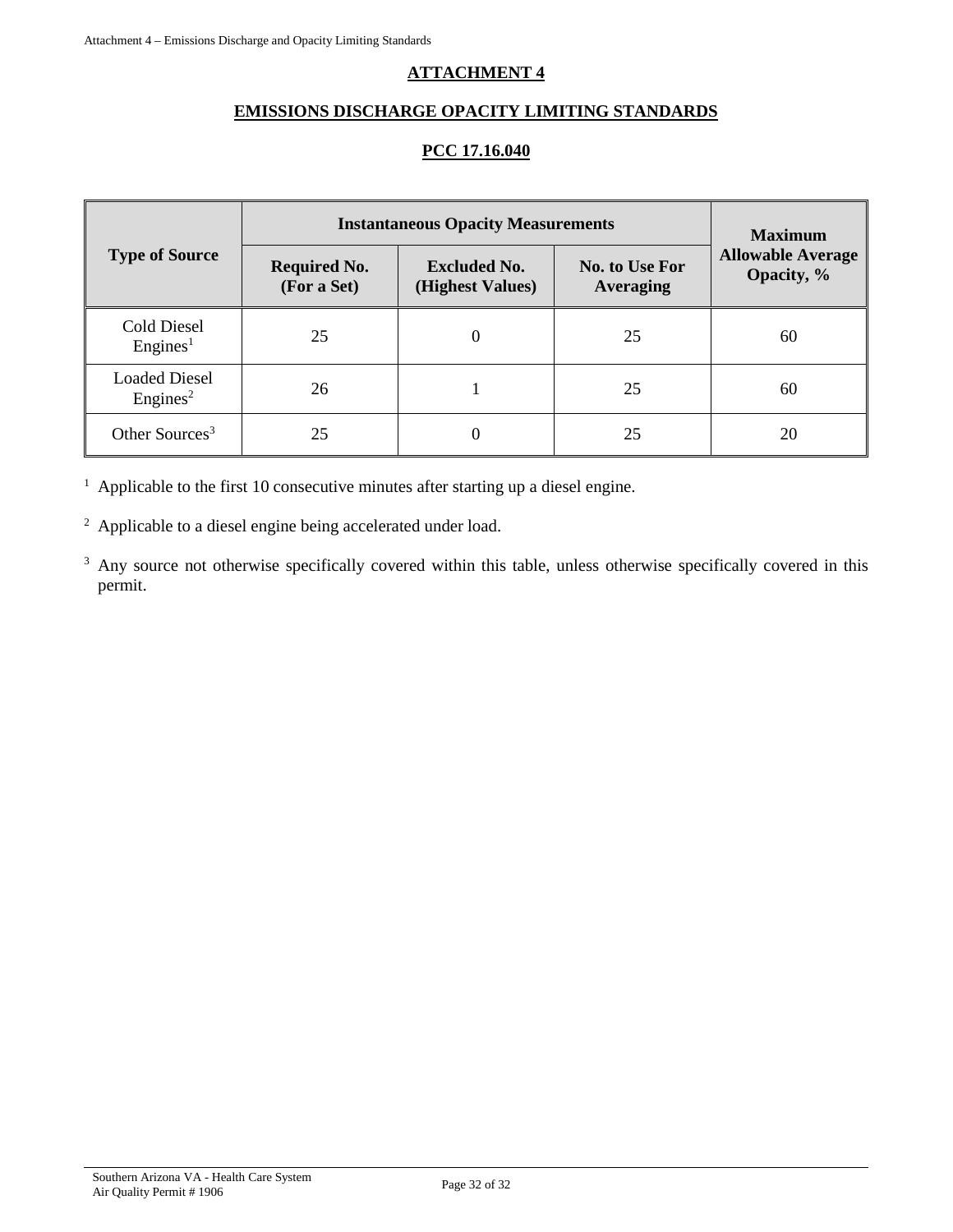# ATTACHMENT 4

## EMISSIONS DISCHARGE OPACITY LIMITING STANDARDS

## PCC 17.16.040

| Type of Source | Instantaneous Opacity Measurements | | | Maximum Allowable Average Opacity, % |
|---|---|---|---|---|
| | Required No. (For a Set) | Excluded No. (Highest Values) | No. to Use For Averaging | |
| Cold Diesel Engines[1] | 25 | 0 | 25 | 60 |
| Loaded Diesel Engines[2] | 26 | 1 | 25 | 60 |
| Other Sources[3] | 25 | 0 | 25 | 20 |

[1] Applicable to the first 10 consecutive minutes after starting up a diesel engine.

[2] Applicable to a diesel engine being accelerated under load.

[3] Any source not otherwise specifically covered within this table, unless otherwise specifically covered in this permit.